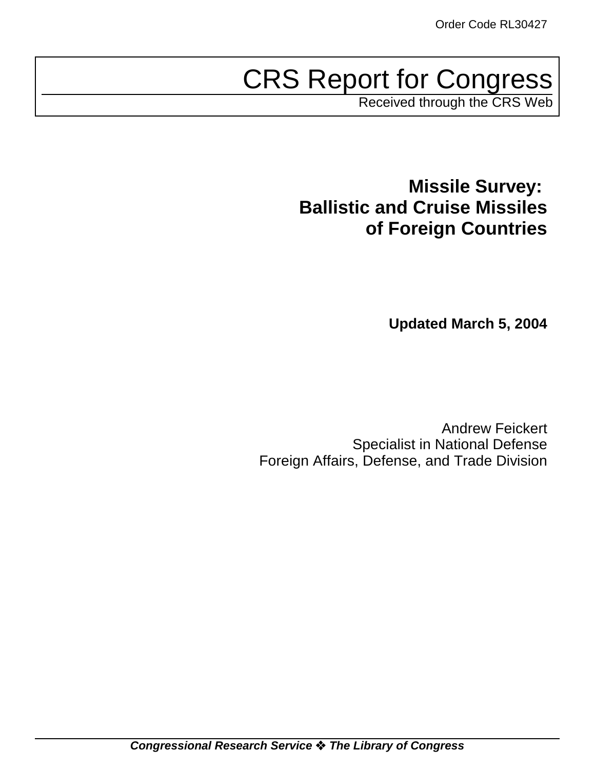Order Code RL30427

# CRS Report for Congress

Received through the CRS Web

## Missile Survey: Ballistic and Cruise Missiles of Foreign Countries

**Updated March 5, 2004**

Andrew Feickert
Specialist in National Defense
Foreign Affairs, Defense, and Trade Division

***Congressional Research Service ❖ The Library of Congress***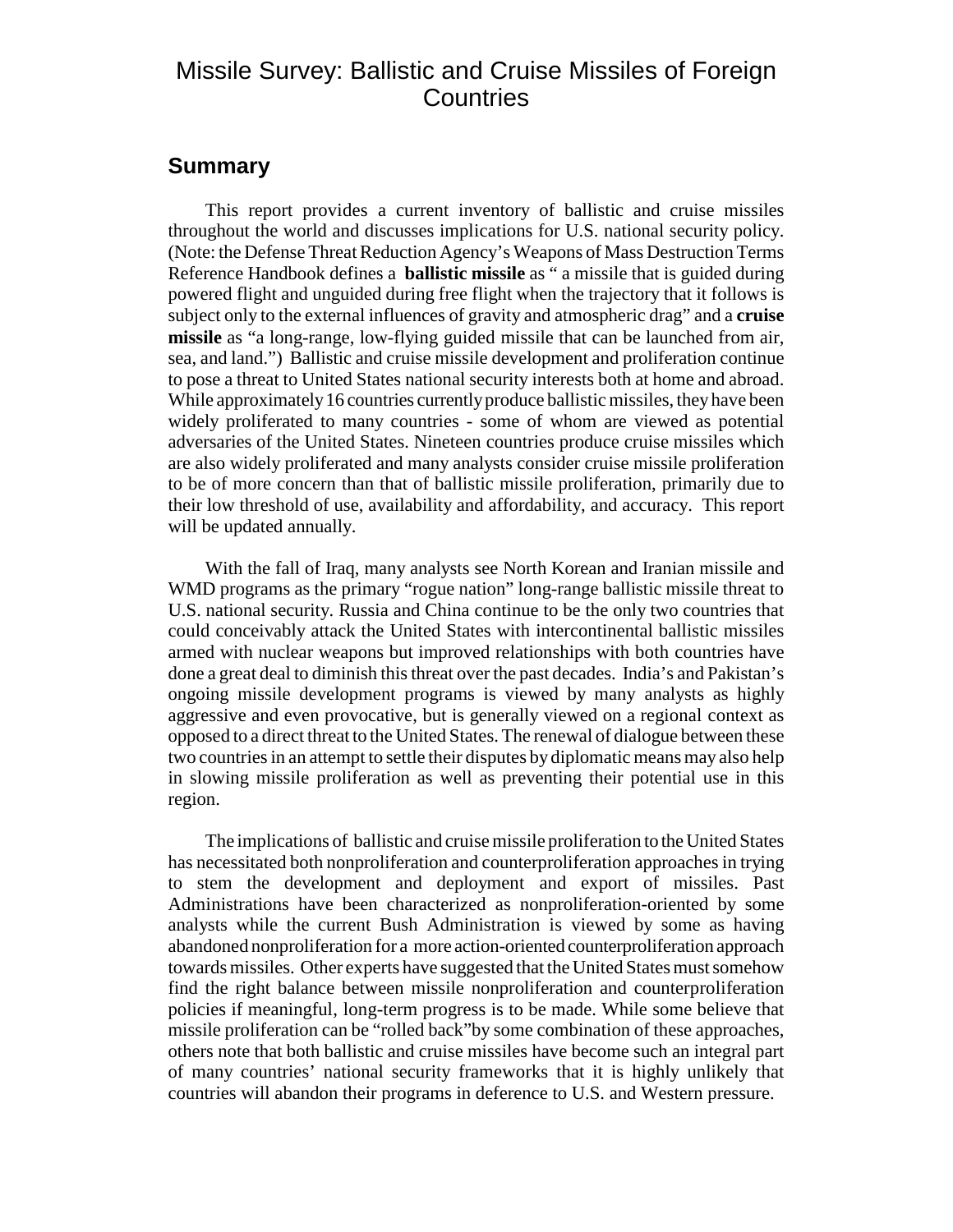# Missile Survey: Ballistic and Cruise Missiles of Foreign Countries

## Summary

This report provides a current inventory of ballistic and cruise missiles throughout the world and discusses implications for U.S. national security policy. (Note: the Defense Threat Reduction Agency's Weapons of Mass Destruction Terms Reference Handbook defines a **ballistic missile** as " a missile that is guided during powered flight and unguided during free flight when the trajectory that it follows is subject only to the external influences of gravity and atmospheric drag" and a **cruise missile** as "a long-range, low-flying guided missile that can be launched from air, sea, and land.") Ballistic and cruise missile development and proliferation continue to pose a threat to United States national security interests both at home and abroad. While approximately 16 countries currently produce ballistic missiles, they have been widely proliferated to many countries - some of whom are viewed as potential adversaries of the United States. Nineteen countries produce cruise missiles which are also widely proliferated and many analysts consider cruise missile proliferation to be of more concern than that of ballistic missile proliferation, primarily due to their low threshold of use, availability and affordability, and accuracy. This report will be updated annually.

With the fall of Iraq, many analysts see North Korean and Iranian missile and WMD programs as the primary "rogue nation" long-range ballistic missile threat to U.S. national security. Russia and China continue to be the only two countries that could conceivably attack the United States with intercontinental ballistic missiles armed with nuclear weapons but improved relationships with both countries have done a great deal to diminish this threat over the past decades. India's and Pakistan's ongoing missile development programs is viewed by many analysts as highly aggressive and even provocative, but is generally viewed on a regional context as opposed to a direct threat to the United States. The renewal of dialogue between these two countries in an attempt to settle their disputes by diplomatic means may also help in slowing missile proliferation as well as preventing their potential use in this region.

The implications of ballistic and cruise missile proliferation to the United States has necessitated both nonproliferation and counterproliferation approaches in trying to stem the development and deployment and export of missiles. Past Administrations have been characterized as nonproliferation-oriented by some analysts while the current Bush Administration is viewed by some as having abandoned nonproliferation for a more action-oriented counterproliferation approach towards missiles. Other experts have suggested that the United States must somehow find the right balance between missile nonproliferation and counterproliferation policies if meaningful, long-term progress is to be made. While some believe that missile proliferation can be "rolled back"by some combination of these approaches, others note that both ballistic and cruise missiles have become such an integral part of many countries' national security frameworks that it is highly unlikely that countries will abandon their programs in deference to U.S. and Western pressure.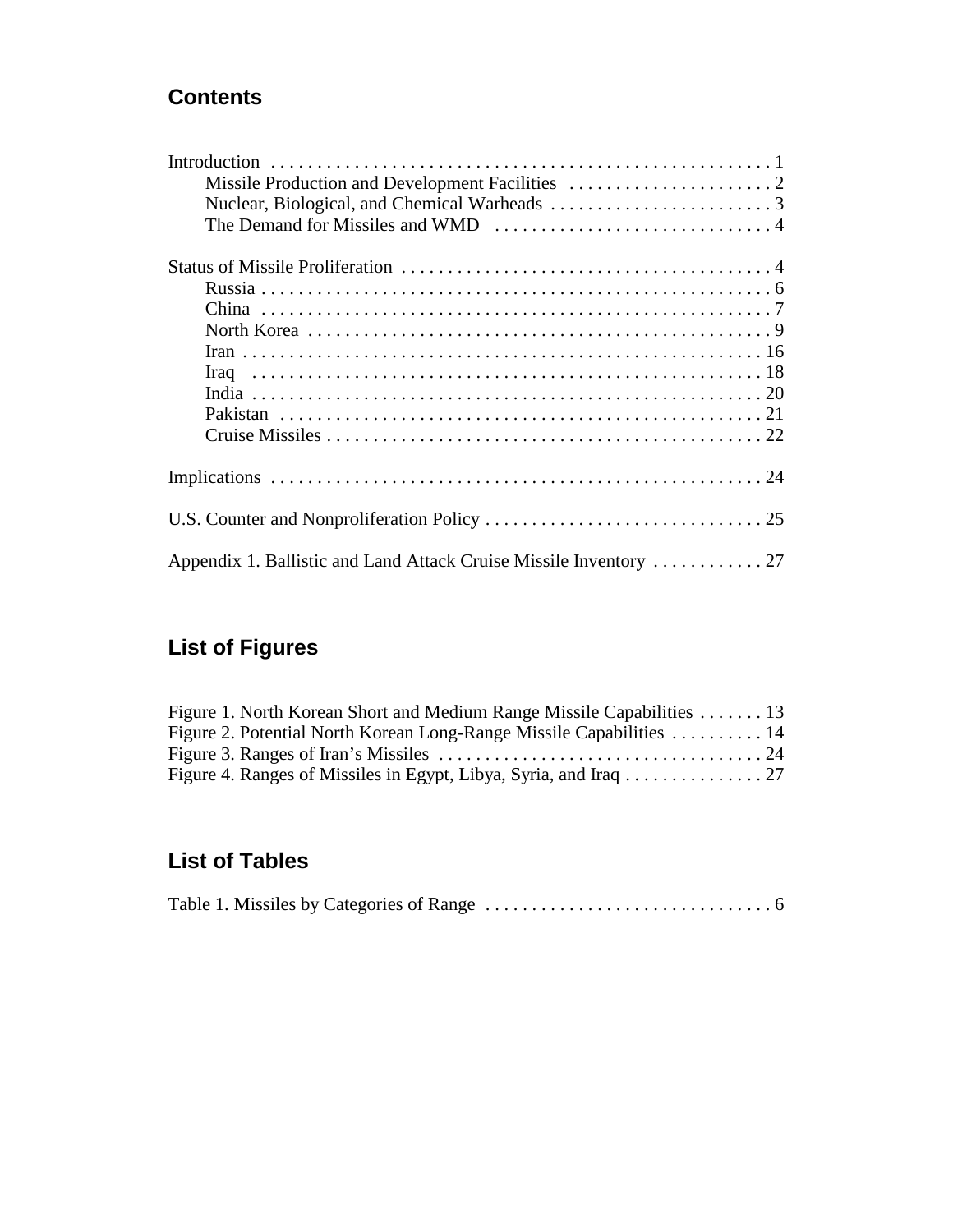## Contents

Introduction . . . . . . . . . . . . . . . . . . . . . . . . . . . . . . . . . . . . . . . . . . . . . . . . . . . . 1
- Missile Production and Development Facilities . . . . . . . . . . . . . . . . . . . . . . 2
- Nuclear, Biological, and Chemical Warheads . . . . . . . . . . . . . . . . . . . . . . . . 3
- The Demand for Missiles and WMD . . . . . . . . . . . . . . . . . . . . . . . . . . . . . . 4

Status of Missile Proliferation . . . . . . . . . . . . . . . . . . . . . . . . . . . . . . . . . . . . . . . 4
- Russia . . . . . . . . . . . . . . . . . . . . . . . . . . . . . . . . . . . . . . . . . . . . . . . . . . . . . . 6
- China . . . . . . . . . . . . . . . . . . . . . . . . . . . . . . . . . . . . . . . . . . . . . . . . . . . . . . 7
- North Korea . . . . . . . . . . . . . . . . . . . . . . . . . . . . . . . . . . . . . . . . . . . . . . . . . . 9
- Iran . . . . . . . . . . . . . . . . . . . . . . . . . . . . . . . . . . . . . . . . . . . . . . . . . . . . . . . 16
- Iraq . . . . . . . . . . . . . . . . . . . . . . . . . . . . . . . . . . . . . . . . . . . . . . . . . . . . . . . 18
- India . . . . . . . . . . . . . . . . . . . . . . . . . . . . . . . . . . . . . . . . . . . . . . . . . . . . . . 20
- Pakistan . . . . . . . . . . . . . . . . . . . . . . . . . . . . . . . . . . . . . . . . . . . . . . . . . . . 21
- Cruise Missiles . . . . . . . . . . . . . . . . . . . . . . . . . . . . . . . . . . . . . . . . . . . . . . 22

Implications . . . . . . . . . . . . . . . . . . . . . . . . . . . . . . . . . . . . . . . . . . . . . . . . . . . . 24

U.S. Counter and Nonproliferation Policy . . . . . . . . . . . . . . . . . . . . . . . . . . . . . . 25

Appendix 1. Ballistic and Land Attack Cruise Missile Inventory . . . . . . . . . . . . 27

## List of Figures

Figure 1. North Korean Short and Medium Range Missile Capabilities . . . . . . . 13
Figure 2. Potential North Korean Long-Range Missile Capabilities . . . . . . . . . . 14
Figure 3. Ranges of Iran's Missiles . . . . . . . . . . . . . . . . . . . . . . . . . . . . . . . . . . . 24
Figure 4. Ranges of Missiles in Egypt, Libya, Syria, and Iraq . . . . . . . . . . . . . . . 27

## List of Tables

Table 1. Missiles by Categories of Range . . . . . . . . . . . . . . . . . . . . . . . . . . . . . . . 6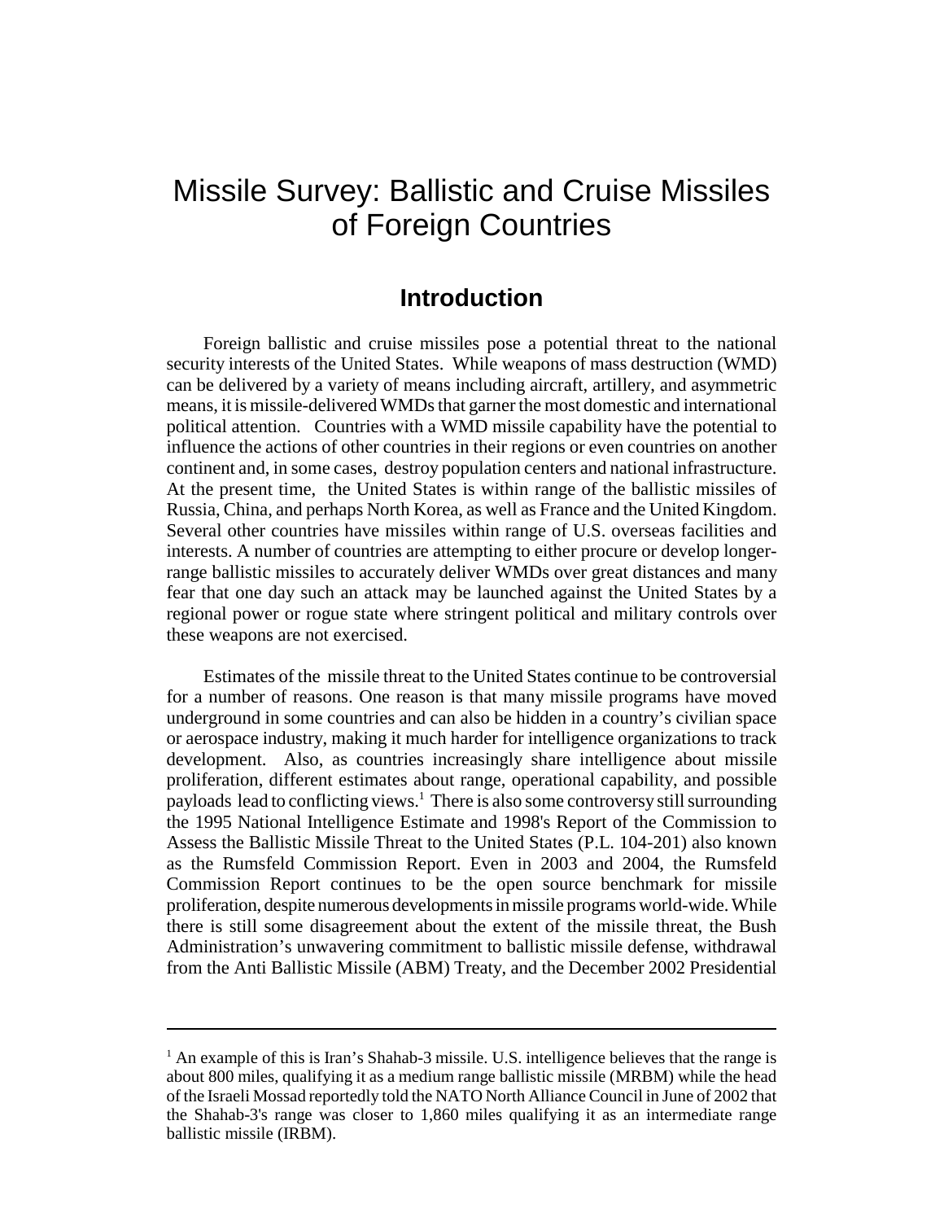# Missile Survey: Ballistic and Cruise Missiles of Foreign Countries

## Introduction

Foreign ballistic and cruise missiles pose a potential threat to the national security interests of the United States. While weapons of mass destruction (WMD) can be delivered by a variety of means including aircraft, artillery, and asymmetric means, it is missile-delivered WMDs that garner the most domestic and international political attention. Countries with a WMD missile capability have the potential to influence the actions of other countries in their regions or even countries on another continent and, in some cases, destroy population centers and national infrastructure. At the present time, the United States is within range of the ballistic missiles of Russia, China, and perhaps North Korea, as well as France and the United Kingdom. Several other countries have missiles within range of U.S. overseas facilities and interests. A number of countries are attempting to either procure or develop longer-range ballistic missiles to accurately deliver WMDs over great distances and many fear that one day such an attack may be launched against the United States by a regional power or rogue state where stringent political and military controls over these weapons are not exercised.

Estimates of the missile threat to the United States continue to be controversial for a number of reasons. One reason is that many missile programs have moved underground in some countries and can also be hidden in a country's civilian space or aerospace industry, making it much harder for intelligence organizations to track development. Also, as countries increasingly share intelligence about missile proliferation, different estimates about range, operational capability, and possible payloads lead to conflicting views.[1] There is also some controversy still surrounding the 1995 National Intelligence Estimate and 1998's Report of the Commission to Assess the Ballistic Missile Threat to the United States (P.L. 104-201) also known as the Rumsfeld Commission Report. Even in 2003 and 2004, the Rumsfeld Commission Report continues to be the open source benchmark for missile proliferation, despite numerous developments in missile programs world-wide. While there is still some disagreement about the extent of the missile threat, the Bush Administration's unwavering commitment to ballistic missile defense, withdrawal from the Anti Ballistic Missile (ABM) Treaty, and the December 2002 Presidential

---

[1] An example of this is Iran's Shahab-3 missile. U.S. intelligence believes that the range is about 800 miles, qualifying it as a medium range ballistic missile (MRBM) while the head of the Israeli Mossad reportedly told the NATO North Alliance Council in June of 2002 that the Shahab-3's range was closer to 1,860 miles qualifying it as an intermediate range ballistic missile (IRBM).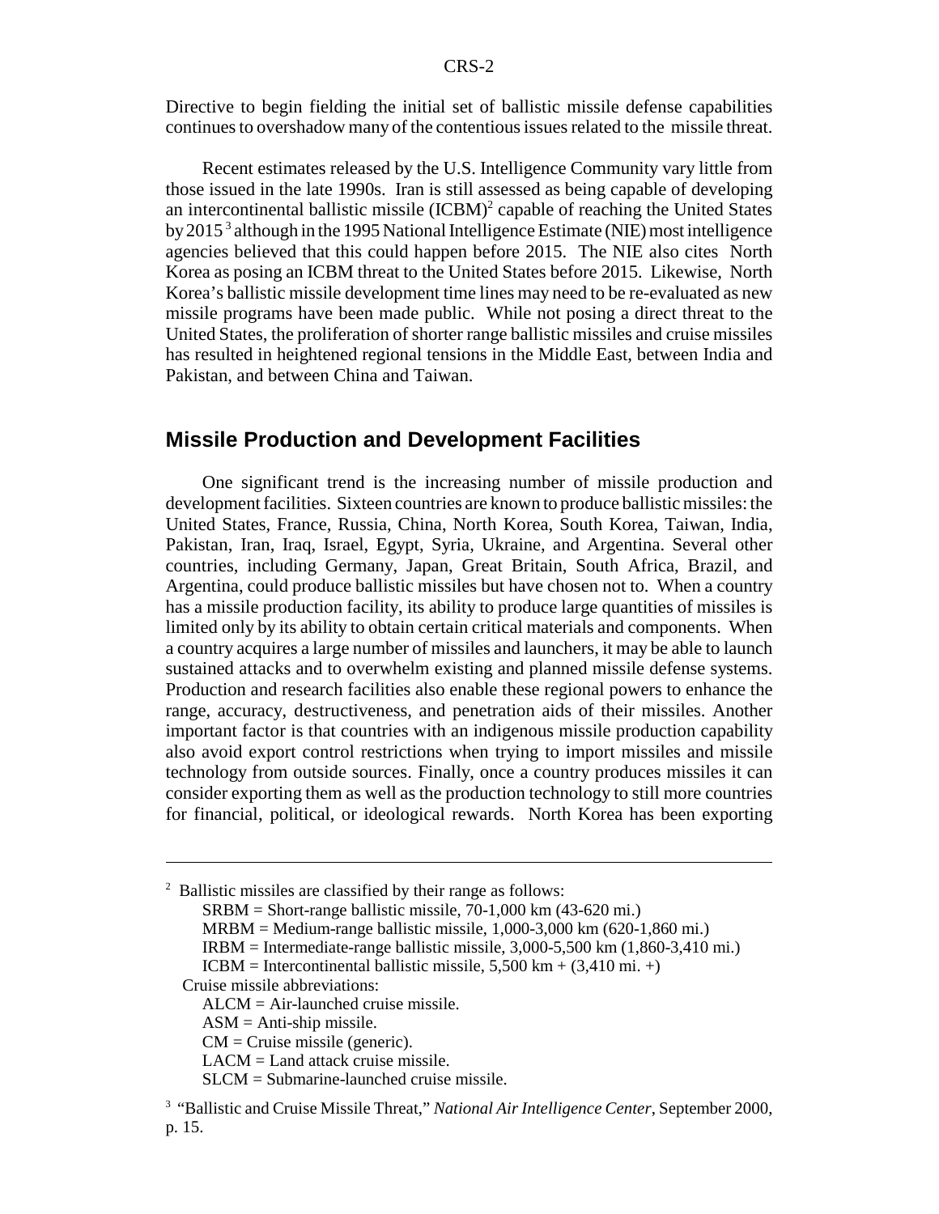Directive to begin fielding the initial set of ballistic missile defense capabilities continues to overshadow many of the contentious issues related to the missile threat.

Recent estimates released by the U.S. Intelligence Community vary little from those issued in the late 1990s. Iran is still assessed as being capable of developing an intercontinental ballistic missile (ICBM)[2] capable of reaching the United States by 2015[3] although in the 1995 National Intelligence Estimate (NIE) most intelligence agencies believed that this could happen before 2015. The NIE also cites North Korea as posing an ICBM threat to the United States before 2015. Likewise, North Korea's ballistic missile development time lines may need to be re-evaluated as new missile programs have been made public. While not posing a direct threat to the United States, the proliferation of shorter range ballistic missiles and cruise missiles has resulted in heightened regional tensions in the Middle East, between India and Pakistan, and between China and Taiwan.

## Missile Production and Development Facilities

One significant trend is the increasing number of missile production and development facilities. Sixteen countries are known to produce ballistic missiles: the United States, France, Russia, China, North Korea, South Korea, Taiwan, India, Pakistan, Iran, Iraq, Israel, Egypt, Syria, Ukraine, and Argentina. Several other countries, including Germany, Japan, Great Britain, South Africa, Brazil, and Argentina, could produce ballistic missiles but have chosen not to. When a country has a missile production facility, its ability to produce large quantities of missiles is limited only by its ability to obtain certain critical materials and components. When a country acquires a large number of missiles and launchers, it may be able to launch sustained attacks and to overwhelm existing and planned missile defense systems. Production and research facilities also enable these regional powers to enhance the range, accuracy, destructiveness, and penetration aids of their missiles. Another important factor is that countries with an indigenous missile production capability also avoid export control restrictions when trying to import missiles and missile technology from outside sources. Finally, once a country produces missiles it can consider exporting them as well as the production technology to still more countries for financial, political, or ideological rewards. North Korea has been exporting

---

[2] Ballistic missiles are classified by their range as follows:

SRBM = Short-range ballistic missile, 70-1,000 km (43-620 mi.)
MRBM = Medium-range ballistic missile, 1,000-3,000 km (620-1,860 mi.)
IRBM = Intermediate-range ballistic missile, 3,000-5,500 km (1,860-3,410 mi.)
ICBM = Intercontinental ballistic missile, 5,500 km + (3,410 mi. +)

Cruise missile abbreviations:

ALCM = Air-launched cruise missile.
ASM = Anti-ship missile.
CM = Cruise missile (generic).
LACM = Land attack cruise missile.
SLCM = Submarine-launched cruise missile.

[3] "Ballistic and Cruise Missile Threat," *National Air Intelligence Center*, September 2000, p. 15.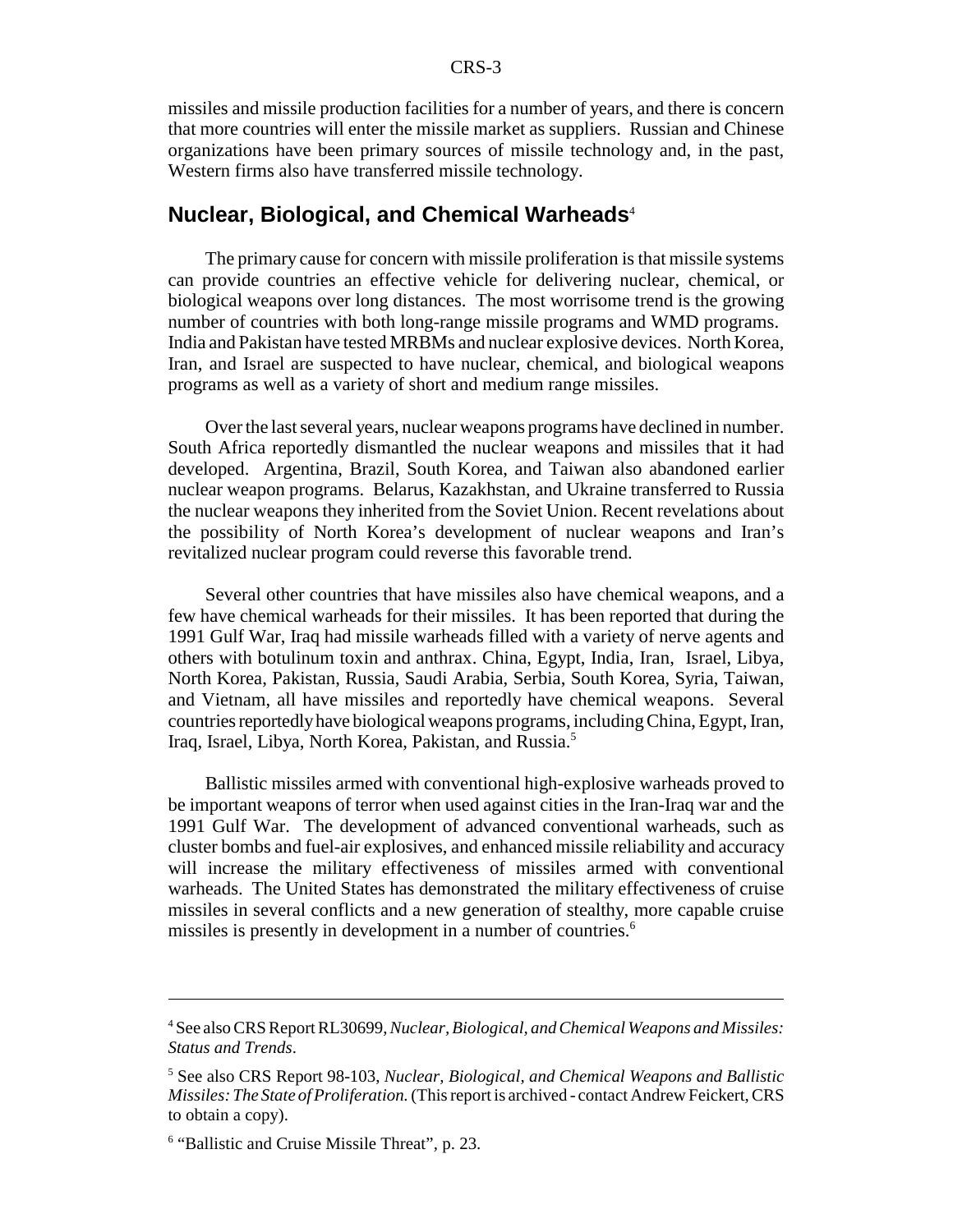missiles and missile production facilities for a number of years, and there is concern that more countries will enter the missile market as suppliers. Russian and Chinese organizations have been primary sources of missile technology and, in the past, Western firms also have transferred missile technology.

## Nuclear, Biological, and Chemical Warheads[4]

The primary cause for concern with missile proliferation is that missile systems can provide countries an effective vehicle for delivering nuclear, chemical, or biological weapons over long distances. The most worrisome trend is the growing number of countries with both long-range missile programs and WMD programs. India and Pakistan have tested MRBMs and nuclear explosive devices. North Korea, Iran, and Israel are suspected to have nuclear, chemical, and biological weapons programs as well as a variety of short and medium range missiles.

Over the last several years, nuclear weapons programs have declined in number. South Africa reportedly dismantled the nuclear weapons and missiles that it had developed. Argentina, Brazil, South Korea, and Taiwan also abandoned earlier nuclear weapon programs. Belarus, Kazakhstan, and Ukraine transferred to Russia the nuclear weapons they inherited from the Soviet Union. Recent revelations about the possibility of North Korea's development of nuclear weapons and Iran's revitalized nuclear program could reverse this favorable trend.

Several other countries that have missiles also have chemical weapons, and a few have chemical warheads for their missiles. It has been reported that during the 1991 Gulf War, Iraq had missile warheads filled with a variety of nerve agents and others with botulinum toxin and anthrax. China, Egypt, India, Iran, Israel, Libya, North Korea, Pakistan, Russia, Saudi Arabia, Serbia, South Korea, Syria, Taiwan, and Vietnam, all have missiles and reportedly have chemical weapons. Several countries reportedly have biological weapons programs, including China, Egypt, Iran, Iraq, Israel, Libya, North Korea, Pakistan, and Russia.[5]

Ballistic missiles armed with conventional high-explosive warheads proved to be important weapons of terror when used against cities in the Iran-Iraq war and the 1991 Gulf War. The development of advanced conventional warheads, such as cluster bombs and fuel-air explosives, and enhanced missile reliability and accuracy will increase the military effectiveness of missiles armed with conventional warheads. The United States has demonstrated the military effectiveness of cruise missiles in several conflicts and a new generation of stealthy, more capable cruise missiles is presently in development in a number of countries.[6]

---

[4] See also CRS Report RL30699, *Nuclear, Biological, and Chemical Weapons and Missiles: Status and Trends*.

[5] See also CRS Report 98-103, *Nuclear, Biological, and Chemical Weapons and Ballistic Missiles: The State of Proliferation.* (This report is archived - contact Andrew Feickert, CRS to obtain a copy).

[6] "Ballistic and Cruise Missile Threat", p. 23.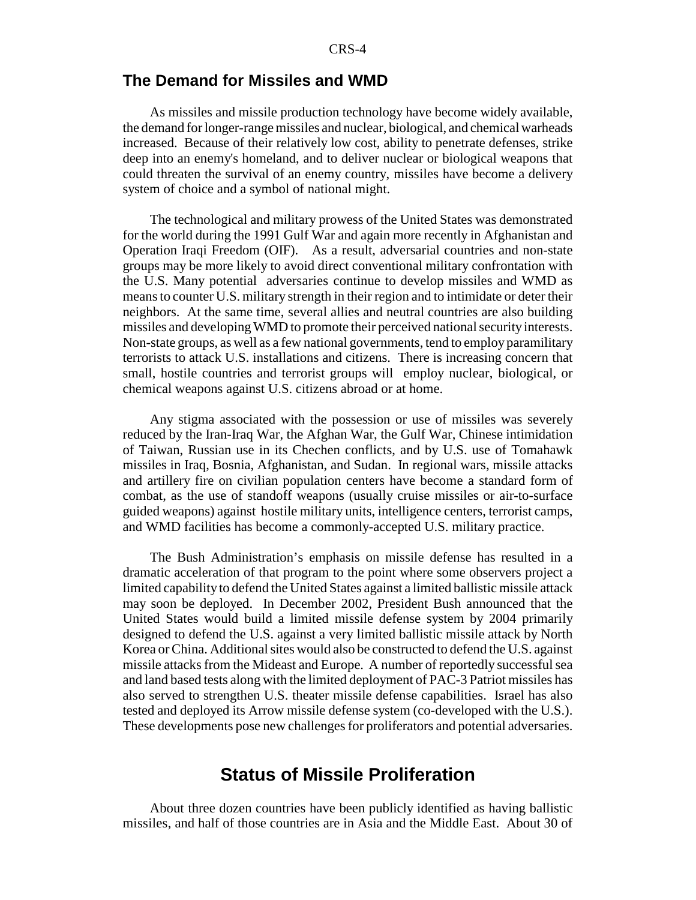## The Demand for Missiles and WMD

As missiles and missile production technology have become widely available, the demand for longer-range missiles and nuclear, biological, and chemical warheads increased. Because of their relatively low cost, ability to penetrate defenses, strike deep into an enemy's homeland, and to deliver nuclear or biological weapons that could threaten the survival of an enemy country, missiles have become a delivery system of choice and a symbol of national might.

The technological and military prowess of the United States was demonstrated for the world during the 1991 Gulf War and again more recently in Afghanistan and Operation Iraqi Freedom (OIF). As a result, adversarial countries and non-state groups may be more likely to avoid direct conventional military confrontation with the U.S. Many potential adversaries continue to develop missiles and WMD as means to counter U.S. military strength in their region and to intimidate or deter their neighbors. At the same time, several allies and neutral countries are also building missiles and developing WMD to promote their perceived national security interests. Non-state groups, as well as a few national governments, tend to employ paramilitary terrorists to attack U.S. installations and citizens. There is increasing concern that small, hostile countries and terrorist groups will employ nuclear, biological, or chemical weapons against U.S. citizens abroad or at home.

Any stigma associated with the possession or use of missiles was severely reduced by the Iran-Iraq War, the Afghan War, the Gulf War, Chinese intimidation of Taiwan, Russian use in its Chechen conflicts, and by U.S. use of Tomahawk missiles in Iraq, Bosnia, Afghanistan, and Sudan. In regional wars, missile attacks and artillery fire on civilian population centers have become a standard form of combat, as the use of standoff weapons (usually cruise missiles or air-to-surface guided weapons) against hostile military units, intelligence centers, terrorist camps, and WMD facilities has become a commonly-accepted U.S. military practice.

The Bush Administration's emphasis on missile defense has resulted in a dramatic acceleration of that program to the point where some observers project a limited capability to defend the United States against a limited ballistic missile attack may soon be deployed. In December 2002, President Bush announced that the United States would build a limited missile defense system by 2004 primarily designed to defend the U.S. against a very limited ballistic missile attack by North Korea or China. Additional sites would also be constructed to defend the U.S. against missile attacks from the Mideast and Europe. A number of reportedly successful sea and land based tests along with the limited deployment of PAC-3 Patriot missiles has also served to strengthen U.S. theater missile defense capabilities. Israel has also tested and deployed its Arrow missile defense system (co-developed with the U.S.). These developments pose new challenges for proliferators and potential adversaries.

# Status of Missile Proliferation

About three dozen countries have been publicly identified as having ballistic missiles, and half of those countries are in Asia and the Middle East. About 30 of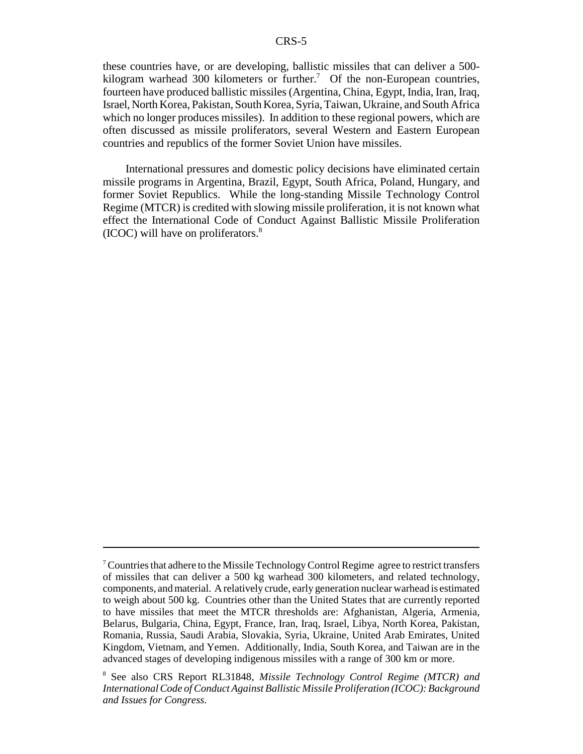these countries have, or are developing, ballistic missiles that can deliver a 500-kilogram warhead 300 kilometers or further.[7] Of the non-European countries, fourteen have produced ballistic missiles (Argentina, China, Egypt, India, Iran, Iraq, Israel, North Korea, Pakistan, South Korea, Syria, Taiwan, Ukraine, and South Africa which no longer produces missiles). In addition to these regional powers, which are often discussed as missile proliferators, several Western and Eastern European countries and republics of the former Soviet Union have missiles.

International pressures and domestic policy decisions have eliminated certain missile programs in Argentina, Brazil, Egypt, South Africa, Poland, Hungary, and former Soviet Republics. While the long-standing Missile Technology Control Regime (MTCR) is credited with slowing missile proliferation, it is not known what effect the International Code of Conduct Against Ballistic Missile Proliferation (ICOC) will have on proliferators.[8]

---

[7] Countries that adhere to the Missile Technology Control Regime agree to restrict transfers of missiles that can deliver a 500 kg warhead 300 kilometers, and related technology, components, and material. A relatively crude, early generation nuclear warhead is estimated to weigh about 500 kg. Countries other than the United States that are currently reported to have missiles that meet the MTCR thresholds are: Afghanistan, Algeria, Armenia, Belarus, Bulgaria, China, Egypt, France, Iran, Iraq, Israel, Libya, North Korea, Pakistan, Romania, Russia, Saudi Arabia, Slovakia, Syria, Ukraine, United Arab Emirates, United Kingdom, Vietnam, and Yemen. Additionally, India, South Korea, and Taiwan are in the advanced stages of developing indigenous missiles with a range of 300 km or more.

[8] See also CRS Report RL31848, *Missile Technology Control Regime (MTCR) and International Code of Conduct Against Ballistic Missile Proliferation (ICOC): Background and Issues for Congress.*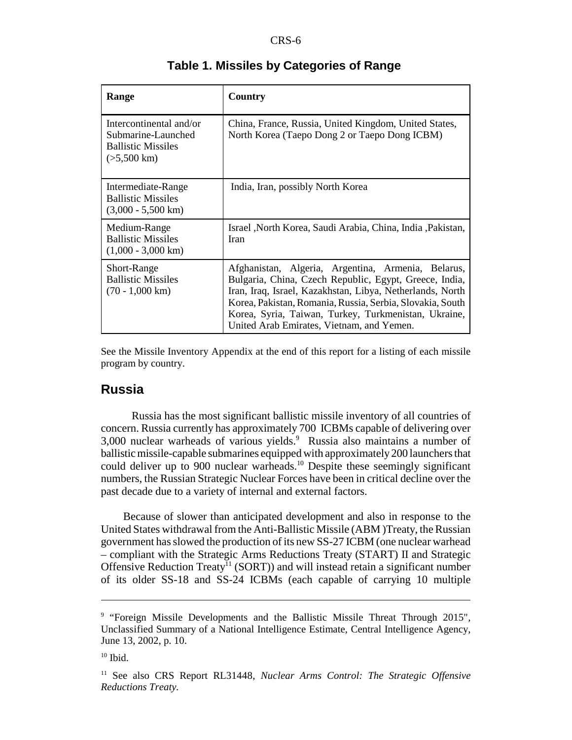**Table 1. Missiles by Categories of Range**

| Range | Country |
|---|---|
| Intercontinental and/or Submarine-Launched Ballistic Missiles (>5,500 km) | China, France, Russia, United Kingdom, United States, North Korea (Taepo Dong 2 or Taepo Dong ICBM) |
| Intermediate-Range Ballistic Missiles (3,000 - 5,500 km) | India, Iran, possibly North Korea |
| Medium-Range Ballistic Missiles (1,000 - 3,000 km) | Israel ,North Korea, Saudi Arabia, China, India ,Pakistan, Iran |
| Short-Range Ballistic Missiles (70 - 1,000 km) | Afghanistan, Algeria, Argentina, Armenia, Belarus, Bulgaria, China, Czech Republic, Egypt, Greece, India, Iran, Iraq, Israel, Kazakhstan, Libya, Netherlands, North Korea, Pakistan, Romania, Russia, Serbia, Slovakia, South Korea, Syria, Taiwan, Turkey, Turkmenistan, Ukraine, United Arab Emirates, Vietnam, and Yemen. |

See the Missile Inventory Appendix at the end of this report for a listing of each missile program by country.

## Russia

Russia has the most significant ballistic missile inventory of all countries of concern. Russia currently has approximately 700 ICBMs capable of delivering over 3,000 nuclear warheads of various yields.[9] Russia also maintains a number of ballistic missile-capable submarines equipped with approximately 200 launchers that could deliver up to 900 nuclear warheads.[10] Despite these seemingly significant numbers, the Russian Strategic Nuclear Forces have been in critical decline over the past decade due to a variety of internal and external factors.

Because of slower than anticipated development and also in response to the United States withdrawal from the Anti-Ballistic Missile (ABM )Treaty, the Russian government has slowed the production of its new SS-27 ICBM (one nuclear warhead – compliant with the Strategic Arms Reductions Treaty (START) II and Strategic Offensive Reduction Treaty[11] (SORT)) and will instead retain a significant number of its older SS-18 and SS-24 ICBMs (each capable of carrying 10 multiple

---

[9] "Foreign Missile Developments and the Ballistic Missile Threat Through 2015", Unclassified Summary of a National Intelligence Estimate, Central Intelligence Agency, June 13, 2002, p. 10.

[10] Ibid.

[11] See also CRS Report RL31448, *Nuclear Arms Control: The Strategic Offensive Reductions Treaty.*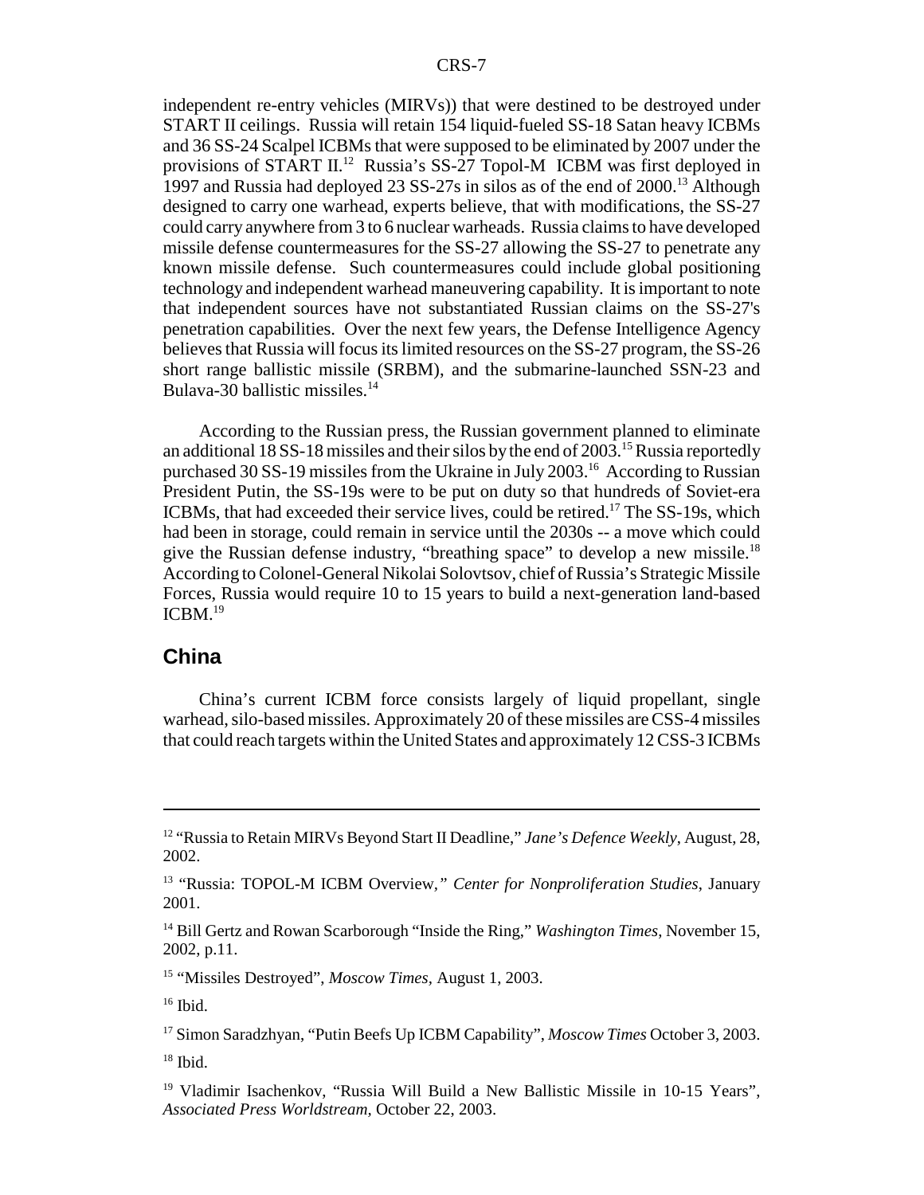independent re-entry vehicles (MIRVs)) that were destined to be destroyed under START II ceilings. Russia will retain 154 liquid-fueled SS-18 Satan heavy ICBMs and 36 SS-24 Scalpel ICBMs that were supposed to be eliminated by 2007 under the provisions of START II.[12] Russia's SS-27 Topol-M ICBM was first deployed in 1997 and Russia had deployed 23 SS-27s in silos as of the end of 2000.[13] Although designed to carry one warhead, experts believe, that with modifications, the SS-27 could carry anywhere from 3 to 6 nuclear warheads. Russia claims to have developed missile defense countermeasures for the SS-27 allowing the SS-27 to penetrate any known missile defense. Such countermeasures could include global positioning technology and independent warhead maneuvering capability. It is important to note that independent sources have not substantiated Russian claims on the SS-27's penetration capabilities. Over the next few years, the Defense Intelligence Agency believes that Russia will focus its limited resources on the SS-27 program, the SS-26 short range ballistic missile (SRBM), and the submarine-launched SSN-23 and Bulava-30 ballistic missiles.[14]

According to the Russian press, the Russian government planned to eliminate an additional 18 SS-18 missiles and their silos by the end of 2003.[15] Russia reportedly purchased 30 SS-19 missiles from the Ukraine in July 2003.[16] According to Russian President Putin, the SS-19s were to be put on duty so that hundreds of Soviet-era ICBMs, that had exceeded their service lives, could be retired.[17] The SS-19s, which had been in storage, could remain in service until the 2030s -- a move which could give the Russian defense industry, "breathing space" to develop a new missile.[18] According to Colonel-General Nikolai Solovtsov, chief of Russia's Strategic Missile Forces, Russia would require 10 to 15 years to build a next-generation land-based ICBM.[19]

## China

China's current ICBM force consists largely of liquid propellant, single warhead, silo-based missiles. Approximately 20 of these missiles are CSS-4 missiles that could reach targets within the United States and approximately 12 CSS-3 ICBMs

---

[12] "Russia to Retain MIRVs Beyond Start II Deadline," *Jane's Defence Weekly*, August, 28, 2002.

[13] "Russia: TOPOL-M ICBM Overview," *Center for Nonproliferation Studies*, January 2001.

[14] Bill Gertz and Rowan Scarborough "Inside the Ring," *Washington Times*, November 15, 2002, p.11.

[15] "Missiles Destroyed", *Moscow Times*, August 1, 2003.

[16] Ibid.

[17] Simon Saradzhyan, "Putin Beefs Up ICBM Capability", *Moscow Times* October 3, 2003.

[18] Ibid.

[19] Vladimir Isachenkov, "Russia Will Build a New Ballistic Missile in 10-15 Years", *Associated Press Worldstream*, October 22, 2003.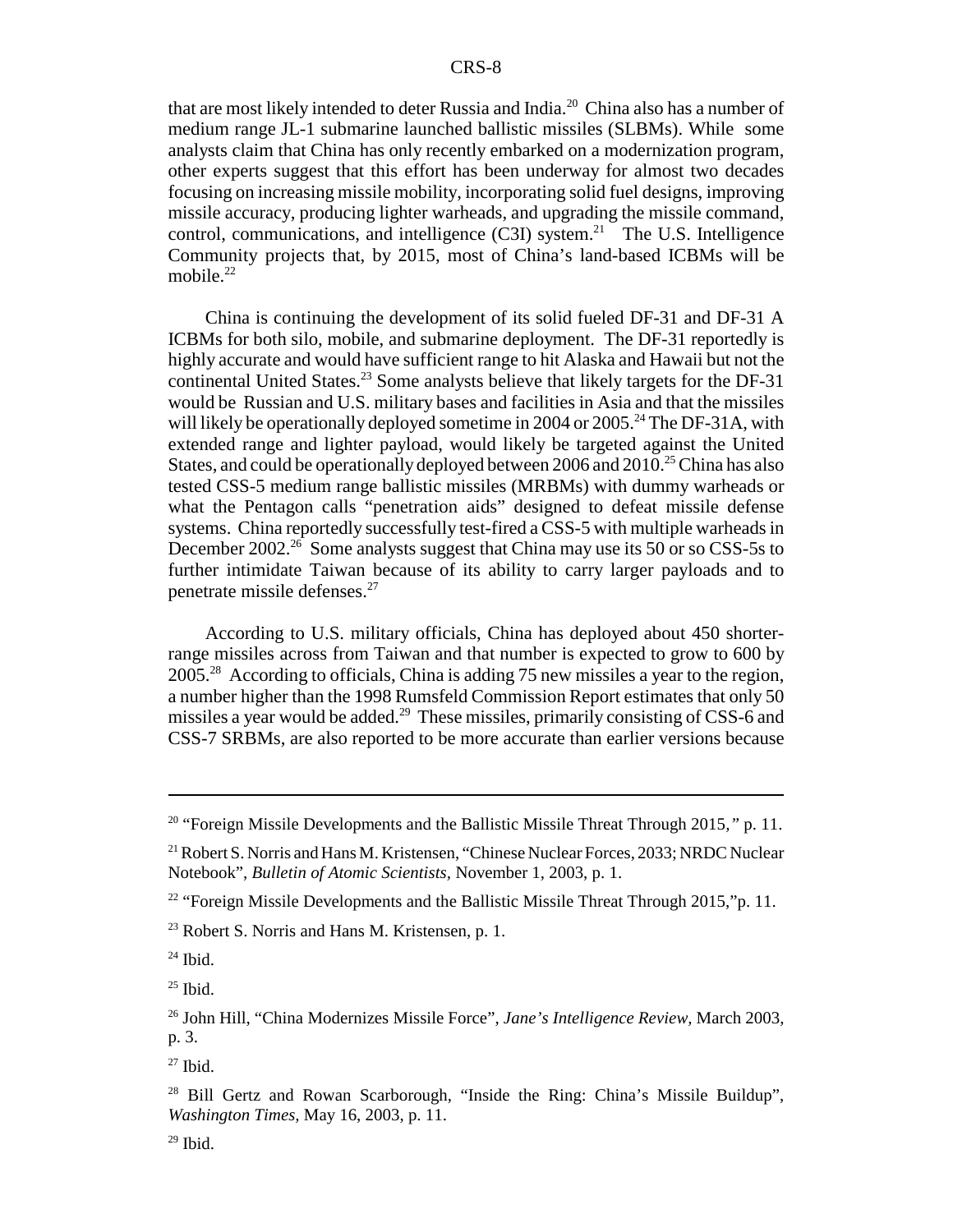that are most likely intended to deter Russia and India.[20] China also has a number of medium range JL-1 submarine launched ballistic missiles (SLBMs). While some analysts claim that China has only recently embarked on a modernization program, other experts suggest that this effort has been underway for almost two decades focusing on increasing missile mobility, incorporating solid fuel designs, improving missile accuracy, producing lighter warheads, and upgrading the missile command, control, communications, and intelligence (C3I) system.[21] The U.S. Intelligence Community projects that, by 2015, most of China's land-based ICBMs will be mobile.[22]

China is continuing the development of its solid fueled DF-31 and DF-31 A ICBMs for both silo, mobile, and submarine deployment. The DF-31 reportedly is highly accurate and would have sufficient range to hit Alaska and Hawaii but not the continental United States.[23] Some analysts believe that likely targets for the DF-31 would be Russian and U.S. military bases and facilities in Asia and that the missiles will likely be operationally deployed sometime in 2004 or 2005.[24] The DF-31A, with extended range and lighter payload, would likely be targeted against the United States, and could be operationally deployed between 2006 and 2010.[25] China has also tested CSS-5 medium range ballistic missiles (MRBMs) with dummy warheads or what the Pentagon calls "penetration aids" designed to defeat missile defense systems. China reportedly successfully test-fired a CSS-5 with multiple warheads in December 2002.[26] Some analysts suggest that China may use its 50 or so CSS-5s to further intimidate Taiwan because of its ability to carry larger payloads and to penetrate missile defenses.[27]

According to U.S. military officials, China has deployed about 450 shorter-range missiles across from Taiwan and that number is expected to grow to 600 by 2005.[28] According to officials, China is adding 75 new missiles a year to the region, a number higher than the 1998 Rumsfeld Commission Report estimates that only 50 missiles a year would be added.[29] These missiles, primarily consisting of CSS-6 and CSS-7 SRBMs, are also reported to be more accurate than earlier versions because

---

[20] "Foreign Missile Developments and the Ballistic Missile Threat Through 2015," p. 11.

[21] Robert S. Norris and Hans M. Kristensen, "Chinese Nuclear Forces, 2033; NRDC Nuclear Notebook", *Bulletin of Atomic Scientists,* November 1, 2003, p. 1.

[22] "Foreign Missile Developments and the Ballistic Missile Threat Through 2015,"p. 11.

[23] Robert S. Norris and Hans M. Kristensen, p. 1.

[24] Ibid.

[25] Ibid.

[26] John Hill, "China Modernizes Missile Force", *Jane's Intelligence Review,* March 2003, p. 3.

[27] Ibid.

[28] Bill Gertz and Rowan Scarborough, "Inside the Ring: China's Missile Buildup", *Washington Times,* May 16, 2003, p. 11.

[29] Ibid.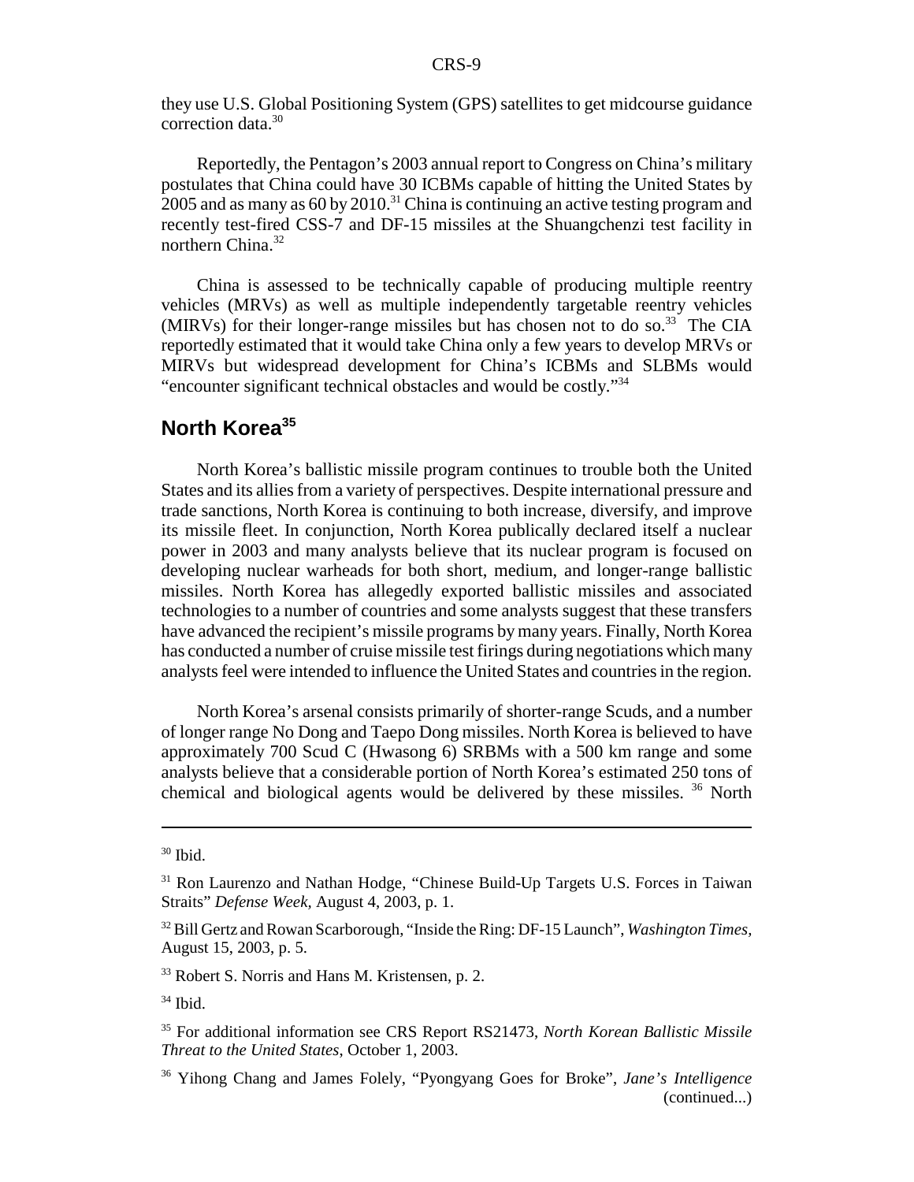they use U.S. Global Positioning System (GPS) satellites to get midcourse guidance correction data.[30]

Reportedly, the Pentagon's 2003 annual report to Congress on China's military postulates that China could have 30 ICBMs capable of hitting the United States by 2005 and as many as 60 by 2010.[31] China is continuing an active testing program and recently test-fired CSS-7 and DF-15 missiles at the Shuangchenzi test facility in northern China.[32]

China is assessed to be technically capable of producing multiple reentry vehicles (MRVs) as well as multiple independently targetable reentry vehicles (MIRVs) for their longer-range missiles but has chosen not to do so.[33] The CIA reportedly estimated that it would take China only a few years to develop MRVs or MIRVs but widespread development for China's ICBMs and SLBMs would "encounter significant technical obstacles and would be costly."[34]

## North Korea[35]

North Korea's ballistic missile program continues to trouble both the United States and its allies from a variety of perspectives. Despite international pressure and trade sanctions, North Korea is continuing to both increase, diversify, and improve its missile fleet. In conjunction, North Korea publically declared itself a nuclear power in 2003 and many analysts believe that its nuclear program is focused on developing nuclear warheads for both short, medium, and longer-range ballistic missiles. North Korea has allegedly exported ballistic missiles and associated technologies to a number of countries and some analysts suggest that these transfers have advanced the recipient's missile programs by many years. Finally, North Korea has conducted a number of cruise missile test firings during negotiations which many analysts feel were intended to influence the United States and countries in the region.

North Korea's arsenal consists primarily of shorter-range Scuds, and a number of longer range No Dong and Taepo Dong missiles. North Korea is believed to have approximately 700 Scud C (Hwasong 6) SRBMs with a 500 km range and some analysts believe that a considerable portion of North Korea's estimated 250 tons of chemical and biological agents would be delivered by these missiles. [36] North

---

[30] Ibid.

[31] Ron Laurenzo and Nathan Hodge, "Chinese Build-Up Targets U.S. Forces in Taiwan Straits" *Defense Week*, August 4, 2003, p. 1.

[32] Bill Gertz and Rowan Scarborough, "Inside the Ring: DF-15 Launch", *Washington Times*, August 15, 2003, p. 5.

[33] Robert S. Norris and Hans M. Kristensen, p. 2.

[34] Ibid.

[35] For additional information see CRS Report RS21473, *North Korean Ballistic Missile Threat to the United States*, October 1, 2003.

[36] Yihong Chang and James Folely, "Pyongyang Goes for Broke", *Jane's Intelligence* (continued...)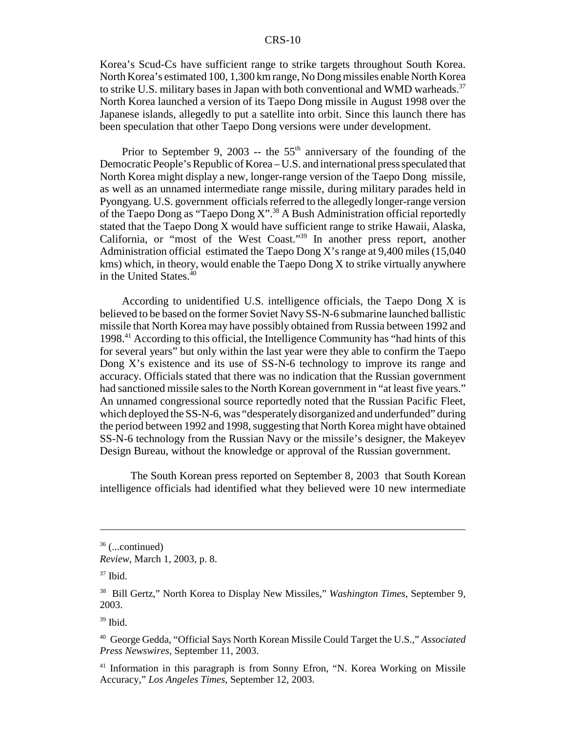Korea's Scud-Cs have sufficient range to strike targets throughout South Korea. North Korea's estimated 100, 1,300 km range, No Dong missiles enable North Korea to strike U.S. military bases in Japan with both conventional and WMD warheads.[37] North Korea launched a version of its Taepo Dong missile in August 1998 over the Japanese islands, allegedly to put a satellite into orbit. Since this launch there has been speculation that other Taepo Dong versions were under development.

Prior to September 9, 2003 -- the 55th anniversary of the founding of the Democratic People's Republic of Korea – U.S. and international press speculated that North Korea might display a new, longer-range version of the Taepo Dong missile, as well as an unnamed intermediate range missile, during military parades held in Pyongyang. U.S. government officials referred to the allegedly longer-range version of the Taepo Dong as "Taepo Dong X".[38] A Bush Administration official reportedly stated that the Taepo Dong X would have sufficient range to strike Hawaii, Alaska, California, or "most of the West Coast."[39] In another press report, another Administration official estimated the Taepo Dong X's range at 9,400 miles (15,040 kms) which, in theory, would enable the Taepo Dong X to strike virtually anywhere in the United States.[40]

According to unidentified U.S. intelligence officials, the Taepo Dong X is believed to be based on the former Soviet Navy SS-N-6 submarine launched ballistic missile that North Korea may have possibly obtained from Russia between 1992 and 1998.[41] According to this official, the Intelligence Community has "had hints of this for several years" but only within the last year were they able to confirm the Taepo Dong X's existence and its use of SS-N-6 technology to improve its range and accuracy. Officials stated that there was no indication that the Russian government had sanctioned missile sales to the North Korean government in "at least five years." An unnamed congressional source reportedly noted that the Russian Pacific Fleet, which deployed the SS-N-6, was "desperately disorganized and underfunded" during the period between 1992 and 1998, suggesting that North Korea might have obtained SS-N-6 technology from the Russian Navy or the missile's designer, the Makeyev Design Bureau, without the knowledge or approval of the Russian government.

The South Korean press reported on September 8, 2003 that South Korean intelligence officials had identified what they believed were 10 new intermediate

---

[36] (...continued)
*Review*, March 1, 2003, p. 8.

[37] Ibid.

[38] Bill Gertz," North Korea to Display New Missiles," *Washington Times*, September 9, 2003.

[39] Ibid.

[40] George Gedda, "Official Says North Korean Missile Could Target the U.S.," *Associated Press Newswires*, September 11, 2003.

[41] Information in this paragraph is from Sonny Efron, "N. Korea Working on Missile Accuracy," *Los Angeles Times*, September 12, 2003.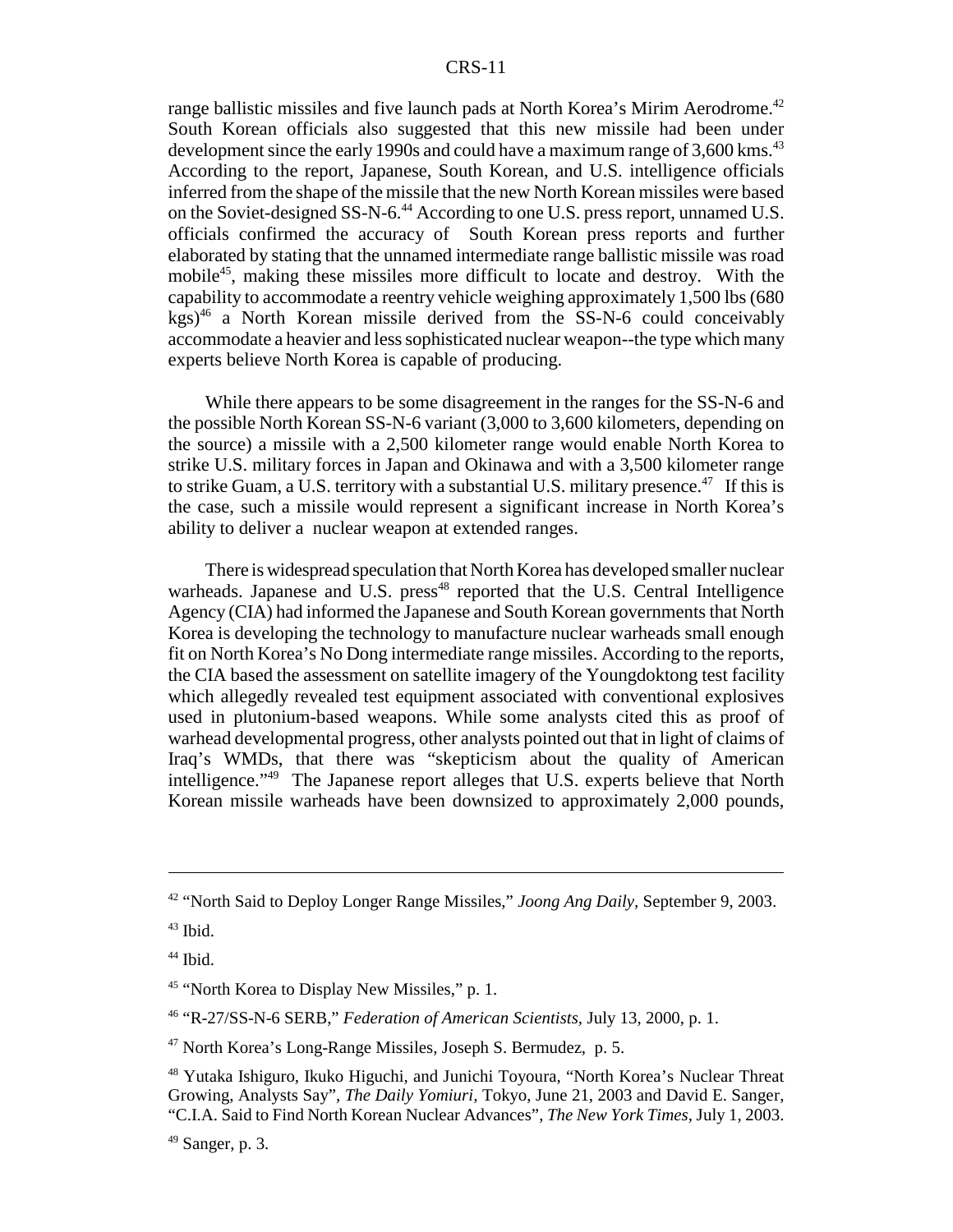range ballistic missiles and five launch pads at North Korea's Mirim Aerodrome.[42] South Korean officials also suggested that this new missile had been under development since the early 1990s and could have a maximum range of 3,600 kms.[43] According to the report, Japanese, South Korean, and U.S. intelligence officials inferred from the shape of the missile that the new North Korean missiles were based on the Soviet-designed SS-N-6.[44] According to one U.S. press report, unnamed U.S. officials confirmed the accuracy of South Korean press reports and further elaborated by stating that the unnamed intermediate range ballistic missile was road mobile[45], making these missiles more difficult to locate and destroy. With the capability to accommodate a reentry vehicle weighing approximately 1,500 lbs (680 kgs)[46] a North Korean missile derived from the SS-N-6 could conceivably accommodate a heavier and less sophisticated nuclear weapon--the type which many experts believe North Korea is capable of producing.

While there appears to be some disagreement in the ranges for the SS-N-6 and the possible North Korean SS-N-6 variant (3,000 to 3,600 kilometers, depending on the source) a missile with a 2,500 kilometer range would enable North Korea to strike U.S. military forces in Japan and Okinawa and with a 3,500 kilometer range to strike Guam, a U.S. territory with a substantial U.S. military presence.[47] If this is the case, such a missile would represent a significant increase in North Korea's ability to deliver a nuclear weapon at extended ranges.

There is widespread speculation that North Korea has developed smaller nuclear warheads. Japanese and U.S. press[48] reported that the U.S. Central Intelligence Agency (CIA) had informed the Japanese and South Korean governments that North Korea is developing the technology to manufacture nuclear warheads small enough fit on North Korea's No Dong intermediate range missiles. According to the reports, the CIA based the assessment on satellite imagery of the Youngdoktong test facility which allegedly revealed test equipment associated with conventional explosives used in plutonium-based weapons. While some analysts cited this as proof of warhead developmental progress, other analysts pointed out that in light of claims of Iraq's WMDs, that there was "skepticism about the quality of American intelligence."[49] The Japanese report alleges that U.S. experts believe that North Korean missile warheads have been downsized to approximately 2,000 pounds,

---

[42] "North Said to Deploy Longer Range Missiles," *Joong Ang Daily*, September 9, 2003.

[43] Ibid.

[44] Ibid.

[45] "North Korea to Display New Missiles," p. 1.

[46] "R-27/SS-N-6 SERB," *Federation of American Scientists*, July 13, 2000, p. 1.

[47] North Korea's Long-Range Missiles, Joseph S. Bermudez, p. 5.

[48] Yutaka Ishiguro, Ikuko Higuchi, and Junichi Toyoura, "North Korea's Nuclear Threat Growing, Analysts Say", *The Daily Yomiuri*, Tokyo, June 21, 2003 and David E. Sanger, "C.I.A. Said to Find North Korean Nuclear Advances", *The New York Times*, July 1, 2003.

[49] Sanger, p. 3.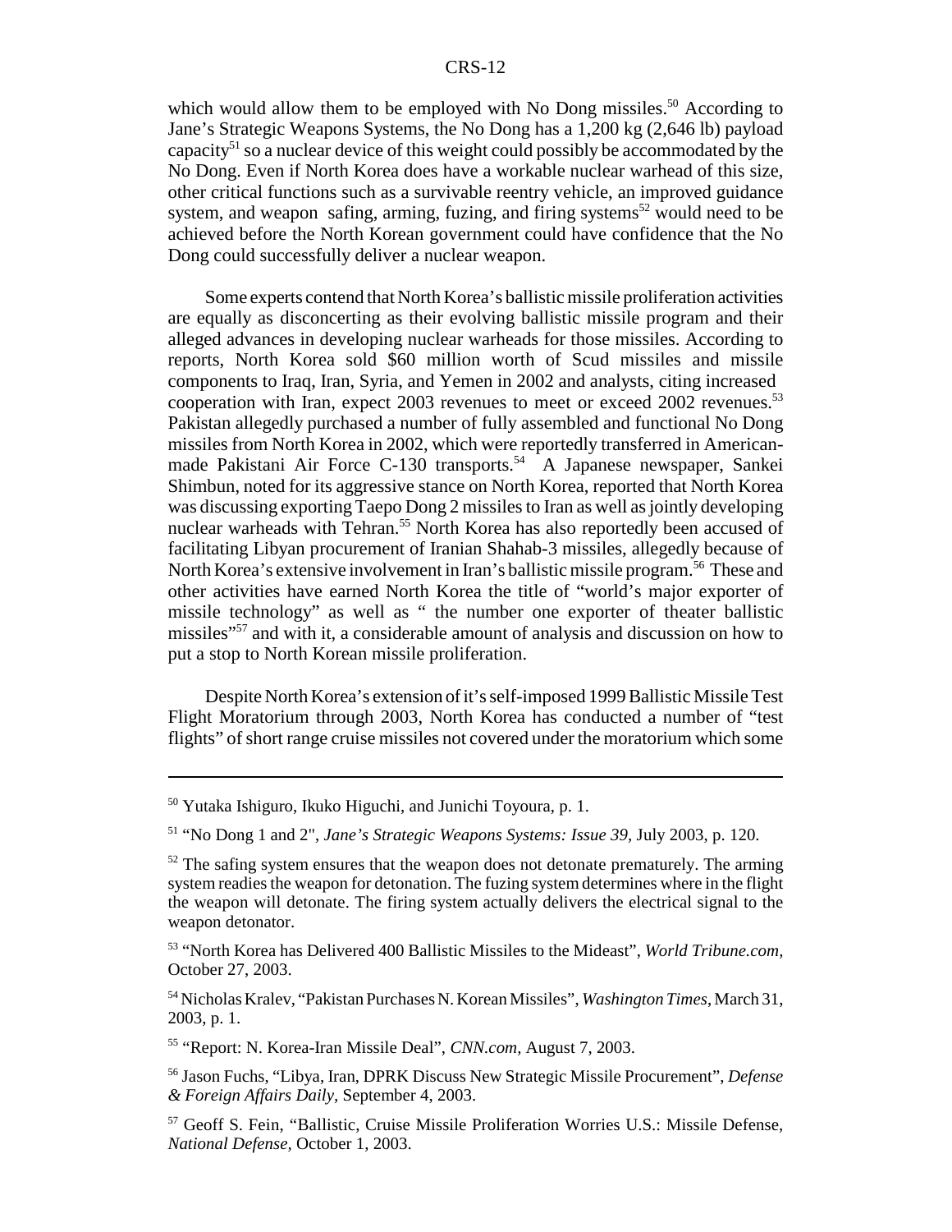which would allow them to be employed with No Dong missiles.[50] According to Jane's Strategic Weapons Systems, the No Dong has a 1,200 kg (2,646 lb) payload capacity[51] so a nuclear device of this weight could possibly be accommodated by the No Dong. Even if North Korea does have a workable nuclear warhead of this size, other critical functions such as a survivable reentry vehicle, an improved guidance system, and weapon safing, arming, fuzing, and firing systems[52] would need to be achieved before the North Korean government could have confidence that the No Dong could successfully deliver a nuclear weapon.

Some experts contend that North Korea's ballistic missile proliferation activities are equally as disconcerting as their evolving ballistic missile program and their alleged advances in developing nuclear warheads for those missiles. According to reports, North Korea sold $60 million worth of Scud missiles and missile components to Iraq, Iran, Syria, and Yemen in 2002 and analysts, citing increased cooperation with Iran, expect 2003 revenues to meet or exceed 2002 revenues.[53] Pakistan allegedly purchased a number of fully assembled and functional No Dong missiles from North Korea in 2002, which were reportedly transferred in American-made Pakistani Air Force C-130 transports.[54] A Japanese newspaper, Sankei Shimbun, noted for its aggressive stance on North Korea, reported that North Korea was discussing exporting Taepo Dong 2 missiles to Iran as well as jointly developing nuclear warheads with Tehran.[55] North Korea has also reportedly been accused of facilitating Libyan procurement of Iranian Shahab-3 missiles, allegedly because of North Korea's extensive involvement in Iran's ballistic missile program.[56] These and other activities have earned North Korea the title of "world's major exporter of missile technology" as well as " the number one exporter of theater ballistic missiles"[57] and with it, a considerable amount of analysis and discussion on how to put a stop to North Korean missile proliferation.

Despite North Korea's extension of it's self-imposed 1999 Ballistic Missile Test Flight Moratorium through 2003, North Korea has conducted a number of "test flights" of short range cruise missiles not covered under the moratorium which some

---

[50] Yutaka Ishiguro, Ikuko Higuchi, and Junichi Toyoura, p. 1.

[51] "No Dong 1 and 2", *Jane's Strategic Weapons Systems: Issue 39*, July 2003, p. 120.

[52] The safing system ensures that the weapon does not detonate prematurely. The arming system readies the weapon for detonation. The fuzing system determines where in the flight the weapon will detonate. The firing system actually delivers the electrical signal to the weapon detonator.

[53] "North Korea has Delivered 400 Ballistic Missiles to the Mideast", *World Tribune.com*, October 27, 2003.

[54] Nicholas Kralev, "Pakistan Purchases N. Korean Missiles", *Washington Times*, March 31, 2003, p. 1.

[55] "Report: N. Korea-Iran Missile Deal", *CNN.com*, August 7, 2003.

[56] Jason Fuchs, "Libya, Iran, DPRK Discuss New Strategic Missile Procurement", *Defense & Foreign Affairs Daily*, September 4, 2003.

[57] Geoff S. Fein, "Ballistic, Cruise Missile Proliferation Worries U.S.: Missile Defense, *National Defense*, October 1, 2003.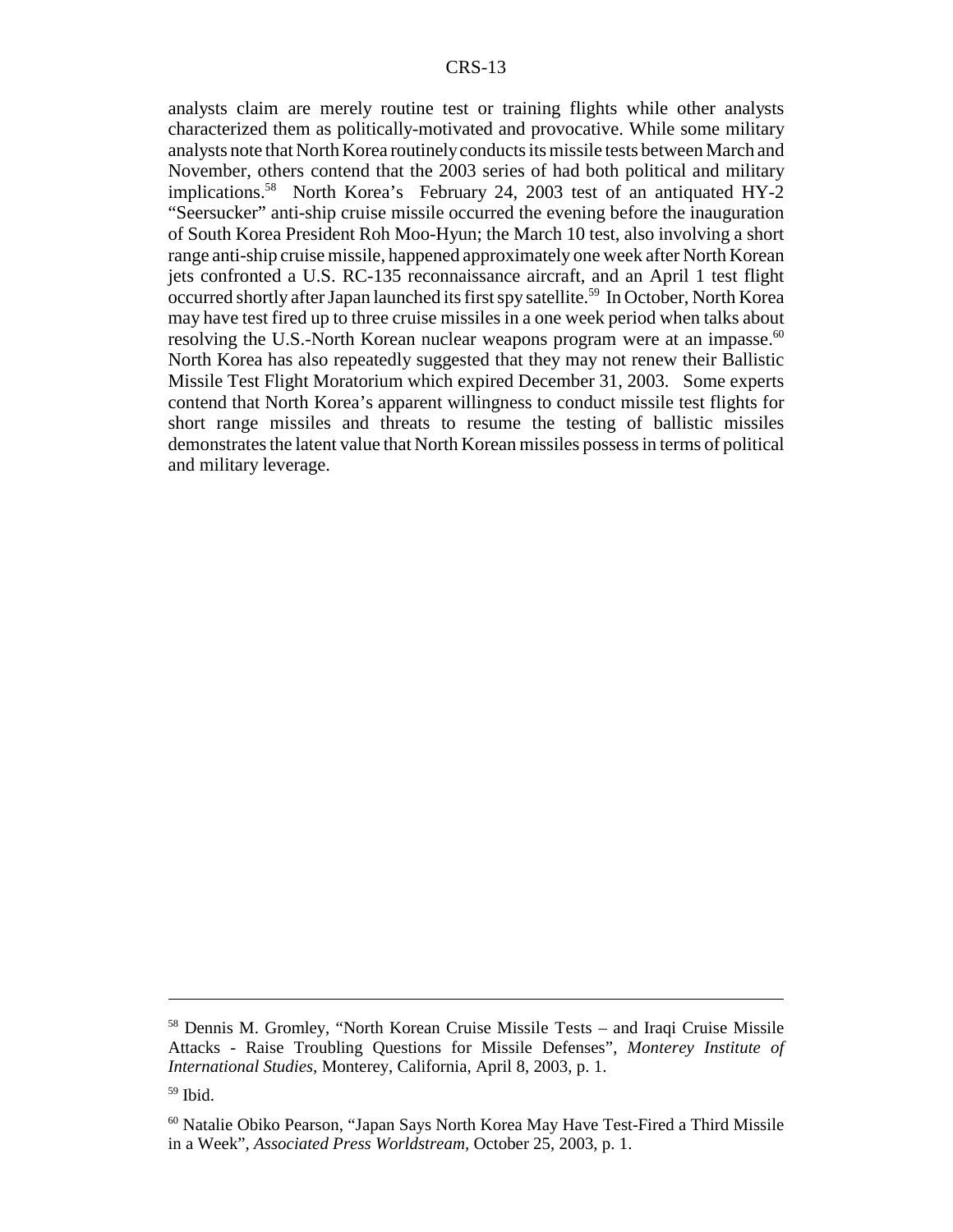analysts claim are merely routine test or training flights while other analysts characterized them as politically-motivated and provocative. While some military analysts note that North Korea routinely conducts its missile tests between March and November, others contend that the 2003 series of had both political and military implications.[58] North Korea's February 24, 2003 test of an antiquated HY-2 "Seersucker" anti-ship cruise missile occurred the evening before the inauguration of South Korea President Roh Moo-Hyun; the March 10 test, also involving a short range anti-ship cruise missile, happened approximately one week after North Korean jets confronted a U.S. RC-135 reconnaissance aircraft, and an April 1 test flight occurred shortly after Japan launched its first spy satellite.[59] In October, North Korea may have test fired up to three cruise missiles in a one week period when talks about resolving the U.S.-North Korean nuclear weapons program were at an impasse.[60] North Korea has also repeatedly suggested that they may not renew their Ballistic Missile Test Flight Moratorium which expired December 31, 2003. Some experts contend that North Korea's apparent willingness to conduct missile test flights for short range missiles and threats to resume the testing of ballistic missiles demonstrates the latent value that North Korean missiles possess in terms of political and military leverage.

---

[58] Dennis M. Gromley, "North Korean Cruise Missile Tests – and Iraqi Cruise Missile Attacks - Raise Troubling Questions for Missile Defenses", *Monterey Institute of International Studies,* Monterey, California, April 8, 2003, p. 1.

[59] Ibid.

[60] Natalie Obiko Pearson, "Japan Says North Korea May Have Test-Fired a Third Missile in a Week", *Associated Press Worldstream,* October 25, 2003, p. 1.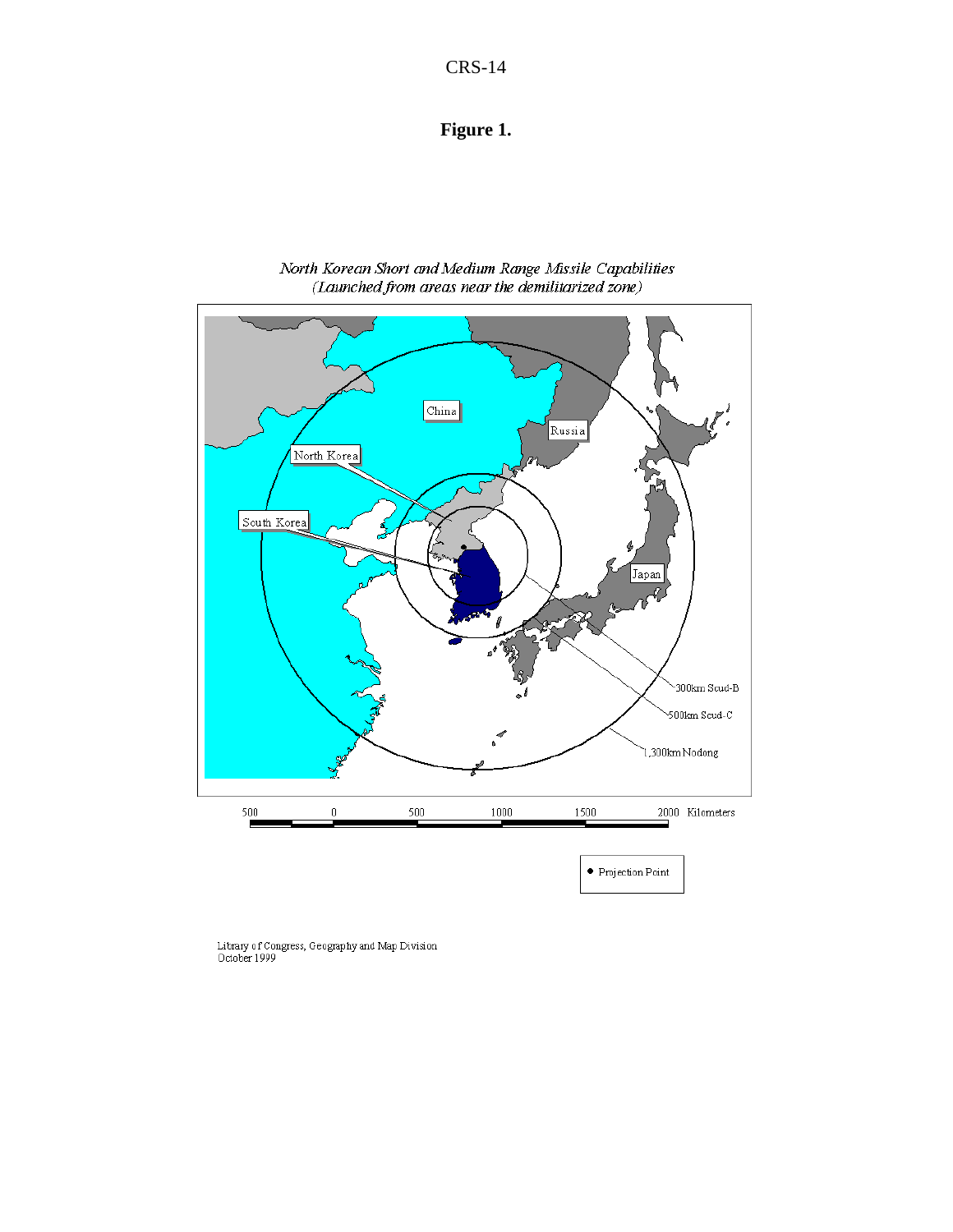**Figure 1.**

*North Korean Short and Medium Range Missile Capabilities*
*(Launched from areas near the demilitarized zone)*

China

Russia

North Korea

South Korea

Japan

300km Scud-B

500km Scud-C

1,300km Nodong

500 0 500 1000 1500 2000 Kilometers

● Projection Point

Library of Congress, Geography and Map Division
October 1999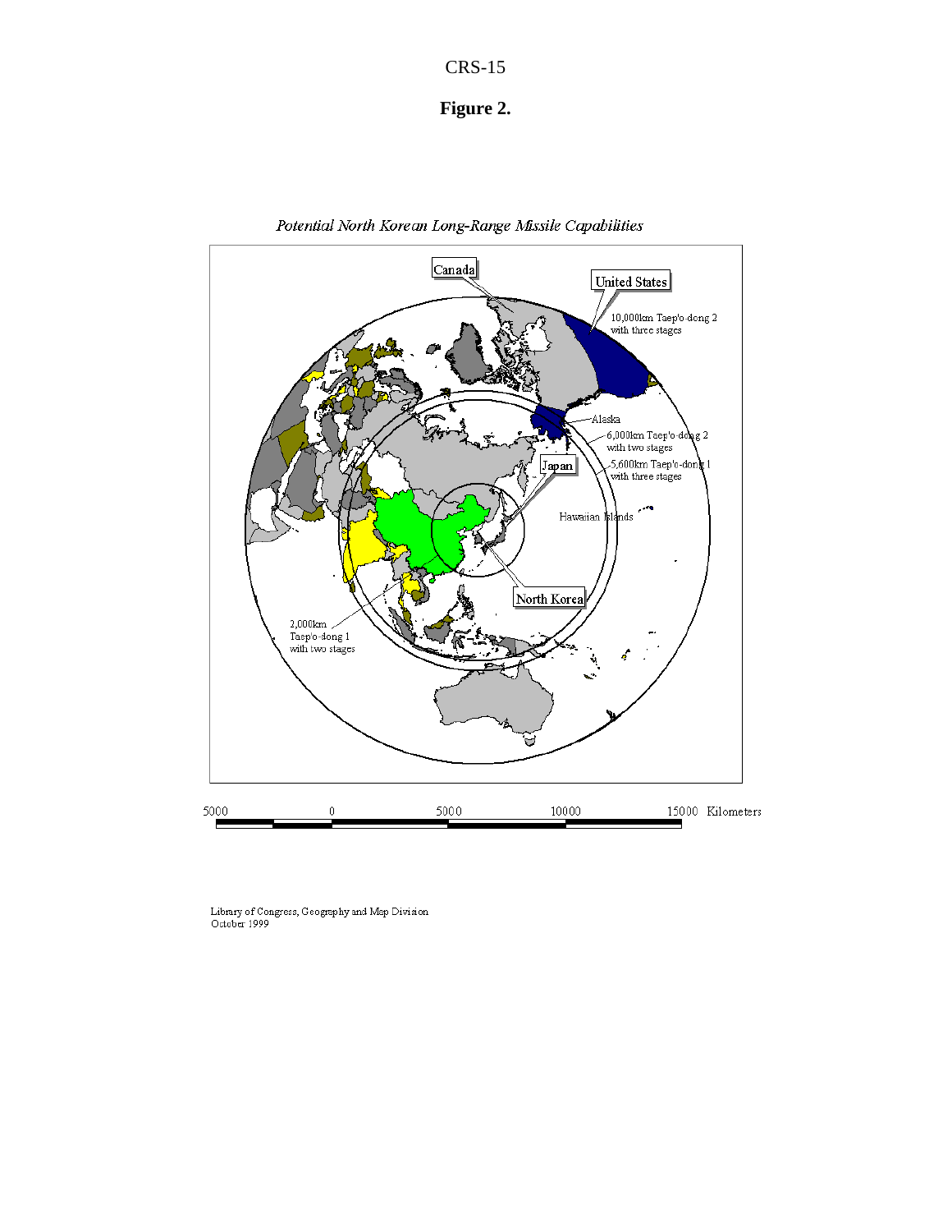**Figure 2.**

*Potential North Korean Long-Range Missile Capabilities*

Canada

United States

10,000km Taep'o-dong 2 with three stages

Alaska

6,000km Taep'o-dong 2 with two stages

5,600km Taep'o-dong 1 with three stages

Japan

Hawaiian Islands

North Korea

2,000km Taep'o-dong 1 with two stages

5000 0 5000 10000 15000 Kilometers

Library of Congress, Geography and Map Division
October 1999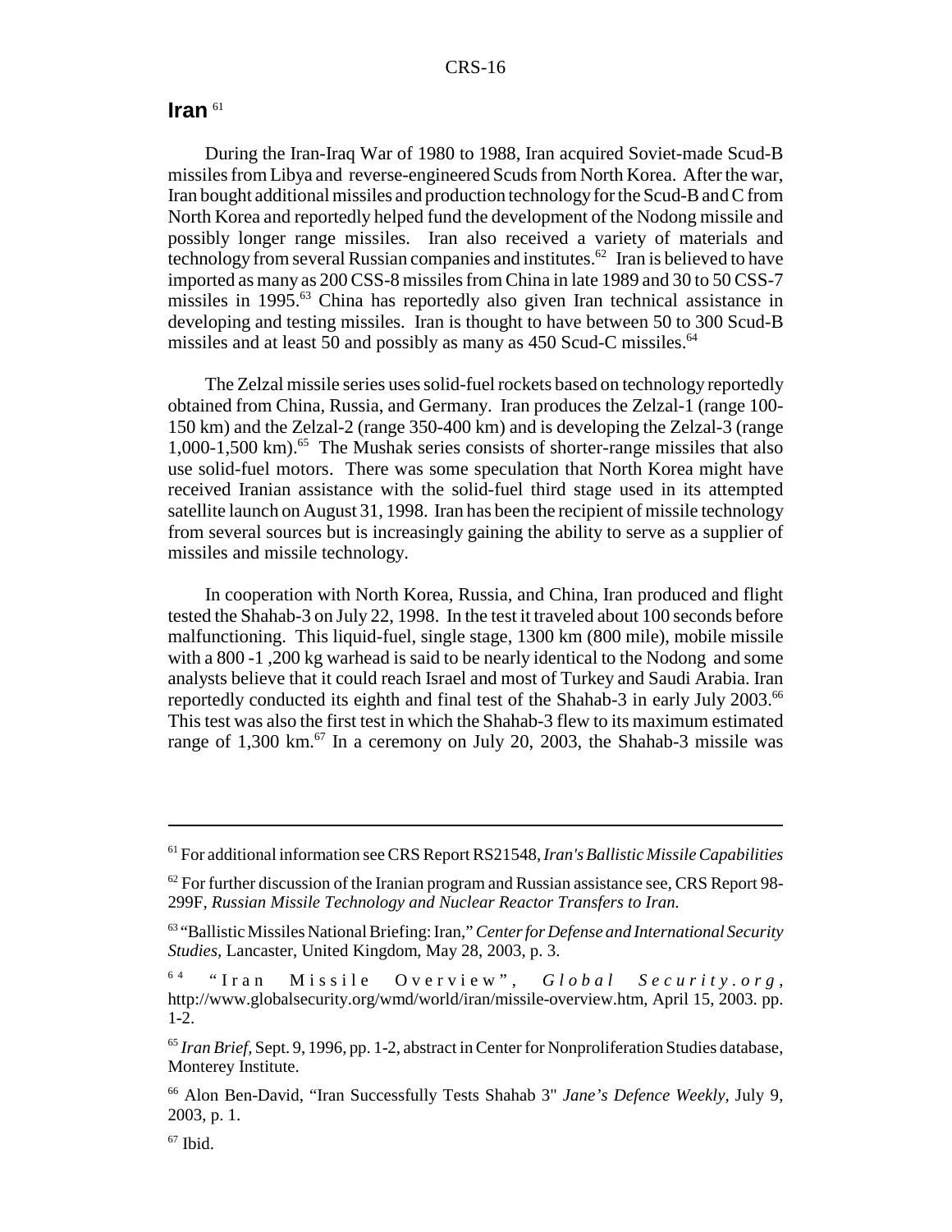## Iran [61]

During the Iran-Iraq War of 1980 to 1988, Iran acquired Soviet-made Scud-B missiles from Libya and reverse-engineered Scuds from North Korea. After the war, Iran bought additional missiles and production technology for the Scud-B and C from North Korea and reportedly helped fund the development of the Nodong missile and possibly longer range missiles. Iran also received a variety of materials and technology from several Russian companies and institutes.[62] Iran is believed to have imported as many as 200 CSS-8 missiles from China in late 1989 and 30 to 50 CSS-7 missiles in 1995.[63] China has reportedly also given Iran technical assistance in developing and testing missiles. Iran is thought to have between 50 to 300 Scud-B missiles and at least 50 and possibly as many as 450 Scud-C missiles.[64]

The Zelzal missile series uses solid-fuel rockets based on technology reportedly obtained from China, Russia, and Germany. Iran produces the Zelzal-1 (range 100-150 km) and the Zelzal-2 (range 350-400 km) and is developing the Zelzal-3 (range 1,000-1,500 km).[65] The Mushak series consists of shorter-range missiles that also use solid-fuel motors. There was some speculation that North Korea might have received Iranian assistance with the solid-fuel third stage used in its attempted satellite launch on August 31, 1998. Iran has been the recipient of missile technology from several sources but is increasingly gaining the ability to serve as a supplier of missiles and missile technology.

In cooperation with North Korea, Russia, and China, Iran produced and flight tested the Shahab-3 on July 22, 1998. In the test it traveled about 100 seconds before malfunctioning. This liquid-fuel, single stage, 1300 km (800 mile), mobile missile with a 800 -1 ,200 kg warhead is said to be nearly identical to the Nodong and some analysts believe that it could reach Israel and most of Turkey and Saudi Arabia. Iran reportedly conducted its eighth and final test of the Shahab-3 in early July 2003.[66] This test was also the first test in which the Shahab-3 flew to its maximum estimated range of 1,300 km.[67] In a ceremony on July 20, 2003, the Shahab-3 missile was

---

[61] For additional information see CRS Report RS21548, *Iran's Ballistic Missile Capabilities*

[62] For further discussion of the Iranian program and Russian assistance see, CRS Report 98-299F, *Russian Missile Technology and Nuclear Reactor Transfers to Iran.*

[63] "Ballistic Missiles National Briefing: Iran," *Center for Defense and International Security Studies*, Lancaster, United Kingdom, May 28, 2003, p. 3.

[64] "Iran Missile Overview", *Global Security.org*, http://www.globalsecurity.org/wmd/world/iran/missile-overview.htm, April 15, 2003. pp. 1-2.

[65] *Iran Brief*, Sept. 9, 1996, pp. 1-2, abstract in Center for Nonproliferation Studies database, Monterey Institute.

[66] Alon Ben-David, "Iran Successfully Tests Shahab 3" *Jane's Defence Weekly*, July 9, 2003, p. 1.

[67] Ibid.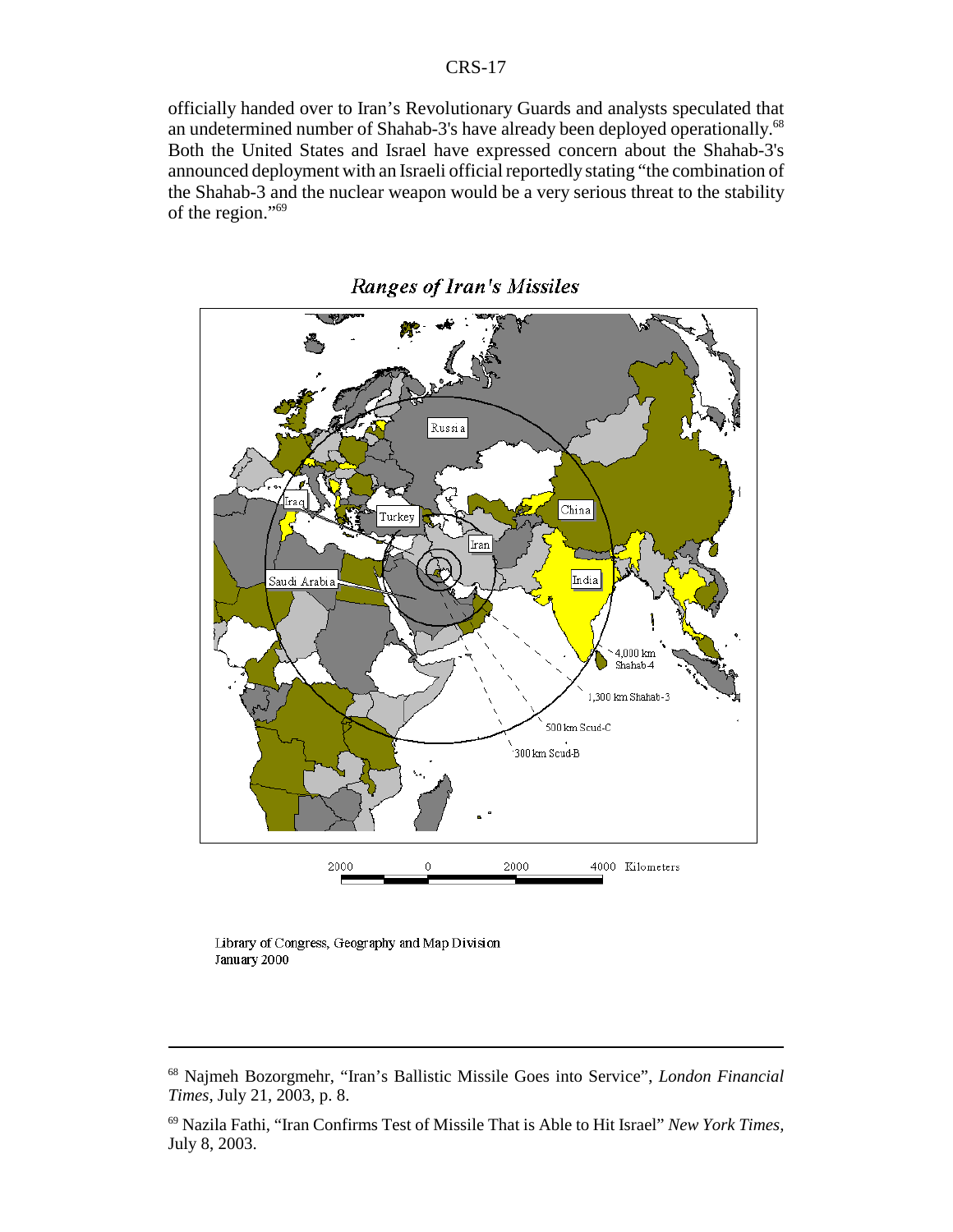officially handed over to Iran's Revolutionary Guards and analysts speculated that an undetermined number of Shahab-3's have already been deployed operationally.[68] Both the United States and Israel have expressed concern about the Shahab-3's announced deployment with an Israeli official reportedly stating "the combination of the Shahab-3 and the nuclear weapon would be a very serious threat to the stability of the region."[69]

*Ranges of Iran's Missiles*

Library of Congress, Geography and Map Division
January 2000

---

[68] Najmeh Bozorgmehr, "Iran's Ballistic Missile Goes into Service", *London Financial Times,* July 21, 2003, p. 8.

[69] Nazila Fathi, "Iran Confirms Test of Missile That is Able to Hit Israel" *New York Times,* July 8, 2003.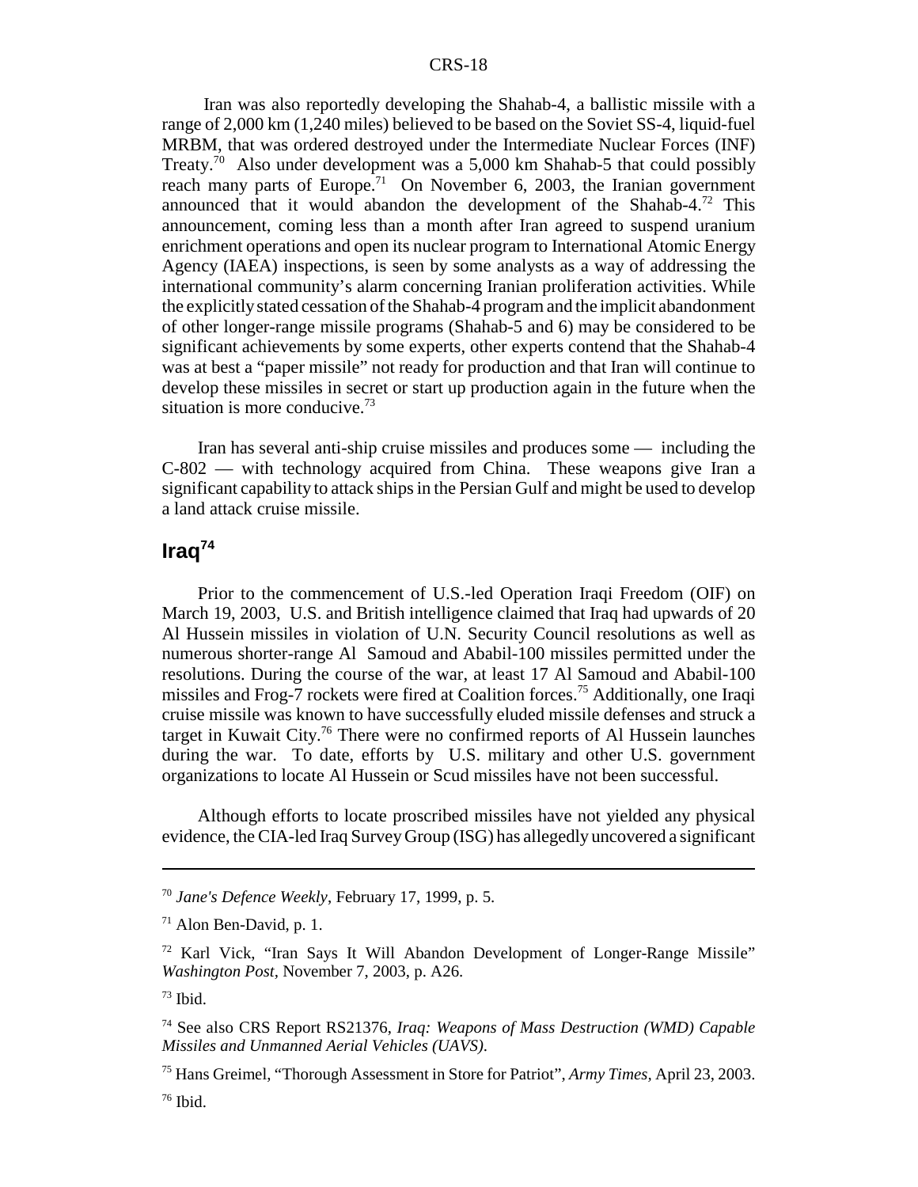Iran was also reportedly developing the Shahab-4, a ballistic missile with a range of 2,000 km (1,240 miles) believed to be based on the Soviet SS-4, liquid-fuel MRBM, that was ordered destroyed under the Intermediate Nuclear Forces (INF) Treaty.[70] Also under development was a 5,000 km Shahab-5 that could possibly reach many parts of Europe.[71] On November 6, 2003, the Iranian government announced that it would abandon the development of the Shahab-4.[72] This announcement, coming less than a month after Iran agreed to suspend uranium enrichment operations and open its nuclear program to International Atomic Energy Agency (IAEA) inspections, is seen by some analysts as a way of addressing the international community's alarm concerning Iranian proliferation activities. While the explicitly stated cessation of the Shahab-4 program and the implicit abandonment of other longer-range missile programs (Shahab-5 and 6) may be considered to be significant achievements by some experts, other experts contend that the Shahab-4 was at best a "paper missile" not ready for production and that Iran will continue to develop these missiles in secret or start up production again in the future when the situation is more conducive.[73]

Iran has several anti-ship cruise missiles and produces some — including the C-802 — with technology acquired from China. These weapons give Iran a significant capability to attack ships in the Persian Gulf and might be used to develop a land attack cruise missile.

## Iraq[74]

Prior to the commencement of U.S.-led Operation Iraqi Freedom (OIF) on March 19, 2003, U.S. and British intelligence claimed that Iraq had upwards of 20 Al Hussein missiles in violation of U.N. Security Council resolutions as well as numerous shorter-range Al Samoud and Ababil-100 missiles permitted under the resolutions. During the course of the war, at least 17 Al Samoud and Ababil-100 missiles and Frog-7 rockets were fired at Coalition forces.[75] Additionally, one Iraqi cruise missile was known to have successfully eluded missile defenses and struck a target in Kuwait City.[76] There were no confirmed reports of Al Hussein launches during the war. To date, efforts by U.S. military and other U.S. government organizations to locate Al Hussein or Scud missiles have not been successful.

Although efforts to locate proscribed missiles have not yielded any physical evidence, the CIA-led Iraq Survey Group (ISG) has allegedly uncovered a significant

---

[70] *Jane's Defence Weekly*, February 17, 1999, p. 5.

[71] Alon Ben-David, p. 1.

[72] Karl Vick, "Iran Says It Will Abandon Development of Longer-Range Missile" *Washington Post,* November 7, 2003, p. A26.

[73] Ibid.

[74] See also CRS Report RS21376, *Iraq: Weapons of Mass Destruction (WMD) Capable Missiles and Unmanned Aerial Vehicles (UAVS).*

[75] Hans Greimel, "Thorough Assessment in Store for Patriot", *Army Times,* April 23, 2003.

[76] Ibid.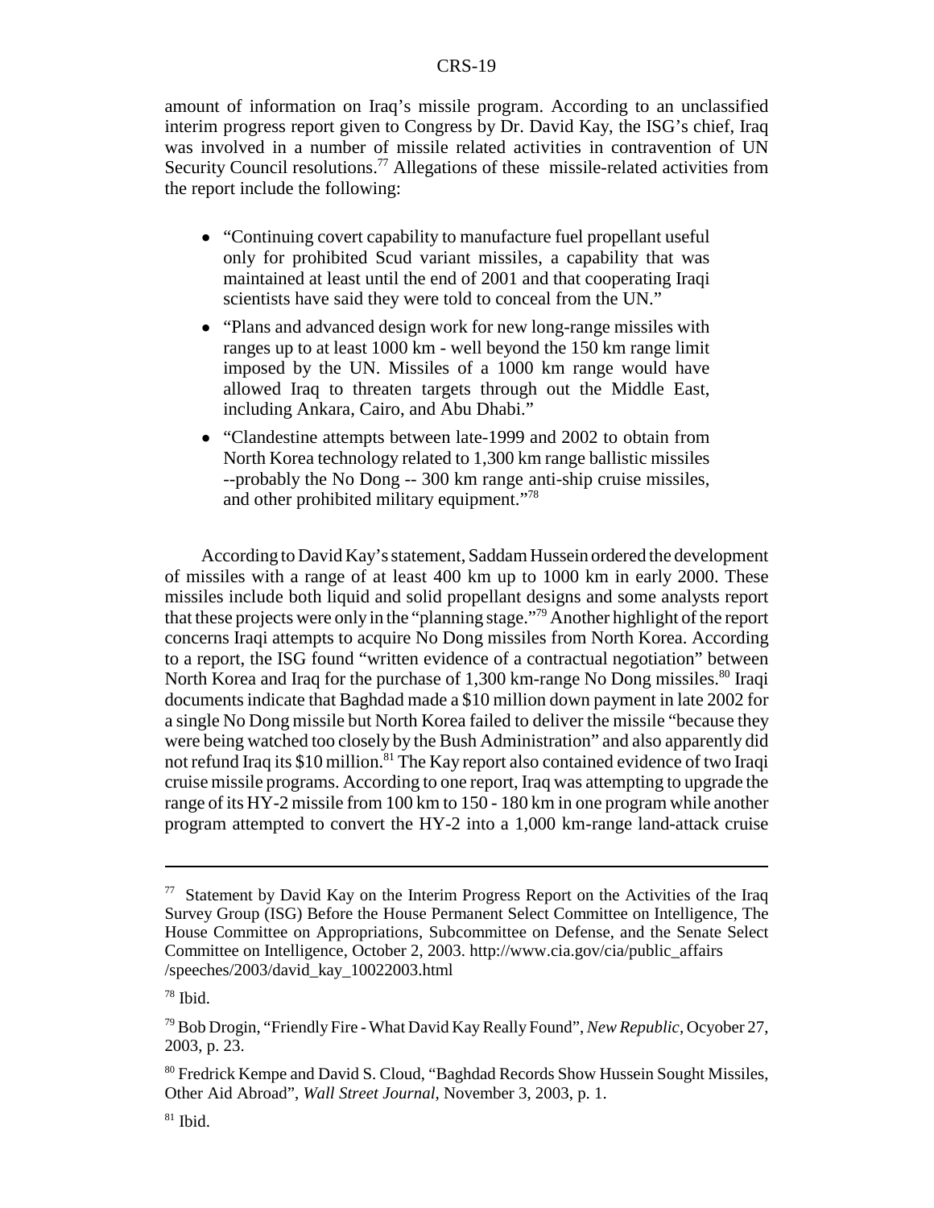amount of information on Iraq's missile program. According to an unclassified interim progress report given to Congress by Dr. David Kay, the ISG's chief, Iraq was involved in a number of missile related activities in contravention of UN Security Council resolutions.[77] Allegations of these missile-related activities from the report include the following:

- "Continuing covert capability to manufacture fuel propellant useful only for prohibited Scud variant missiles, a capability that was maintained at least until the end of 2001 and that cooperating Iraqi scientists have said they were told to conceal from the UN."
- "Plans and advanced design work for new long-range missiles with ranges up to at least 1000 km - well beyond the 150 km range limit imposed by the UN. Missiles of a 1000 km range would have allowed Iraq to threaten targets through out the Middle East, including Ankara, Cairo, and Abu Dhabi."
- "Clandestine attempts between late-1999 and 2002 to obtain from North Korea technology related to 1,300 km range ballistic missiles --probably the No Dong -- 300 km range anti-ship cruise missiles, and other prohibited military equipment."[78]

According to David Kay's statement, Saddam Hussein ordered the development of missiles with a range of at least 400 km up to 1000 km in early 2000. These missiles include both liquid and solid propellant designs and some analysts report that these projects were only in the "planning stage."[79] Another highlight of the report concerns Iraqi attempts to acquire No Dong missiles from North Korea. According to a report, the ISG found "written evidence of a contractual negotiation" between North Korea and Iraq for the purchase of 1,300 km-range No Dong missiles.[80] Iraqi documents indicate that Baghdad made a $10 million down payment in late 2002 for a single No Dong missile but North Korea failed to deliver the missile "because they were being watched too closely by the Bush Administration" and also apparently did not refund Iraq its $10 million.[81] The Kay report also contained evidence of two Iraqi cruise missile programs. According to one report, Iraq was attempting to upgrade the range of its HY-2 missile from 100 km to 150 - 180 km in one program while another program attempted to convert the HY-2 into a 1,000 km-range land-attack cruise

---

[77] Statement by David Kay on the Interim Progress Report on the Activities of the Iraq Survey Group (ISG) Before the House Permanent Select Committee on Intelligence, The House Committee on Appropriations, Subcommittee on Defense, and the Senate Select Committee on Intelligence, October 2, 2003. http://www.cia.gov/cia/public_affairs /speeches/2003/david_kay_10022003.html

[78] Ibid.

[79] Bob Drogin, "Friendly Fire - What David Kay Really Found", *New Republic,* Ocyober 27, 2003, p. 23.

[80] Fredrick Kempe and David S. Cloud, "Baghdad Records Show Hussein Sought Missiles, Other Aid Abroad", *Wall Street Journal,* November 3, 2003, p. 1.

[81] Ibid.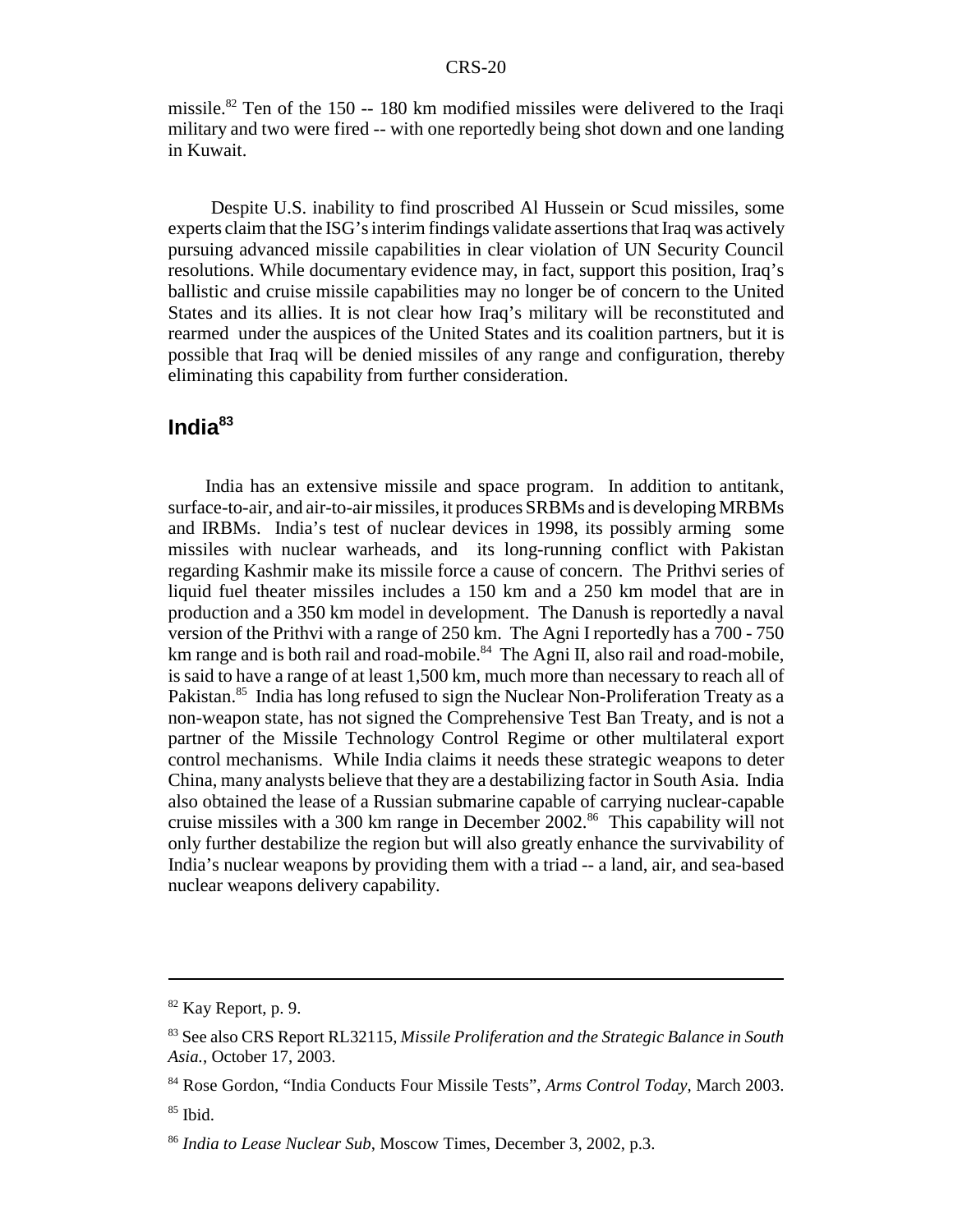missile.[82] Ten of the 150 -- 180 km modified missiles were delivered to the Iraqi military and two were fired -- with one reportedly being shot down and one landing in Kuwait.

Despite U.S. inability to find proscribed Al Hussein or Scud missiles, some experts claim that the ISG's interim findings validate assertions that Iraq was actively pursuing advanced missile capabilities in clear violation of UN Security Council resolutions. While documentary evidence may, in fact, support this position, Iraq's ballistic and cruise missile capabilities may no longer be of concern to the United States and its allies. It is not clear how Iraq's military will be reconstituted and rearmed under the auspices of the United States and its coalition partners, but it is possible that Iraq will be denied missiles of any range and configuration, thereby eliminating this capability from further consideration.

## India[83]

India has an extensive missile and space program. In addition to antitank, surface-to-air, and air-to-air missiles, it produces SRBMs and is developing MRBMs and IRBMs. India's test of nuclear devices in 1998, its possibly arming some missiles with nuclear warheads, and its long-running conflict with Pakistan regarding Kashmir make its missile force a cause of concern. The Prithvi series of liquid fuel theater missiles includes a 150 km and a 250 km model that are in production and a 350 km model in development. The Danush is reportedly a naval version of the Prithvi with a range of 250 km. The Agni I reportedly has a 700 - 750 km range and is both rail and road-mobile.[84] The Agni II, also rail and road-mobile, is said to have a range of at least 1,500 km, much more than necessary to reach all of Pakistan.[85] India has long refused to sign the Nuclear Non-Proliferation Treaty as a non-weapon state, has not signed the Comprehensive Test Ban Treaty, and is not a partner of the Missile Technology Control Regime or other multilateral export control mechanisms. While India claims it needs these strategic weapons to deter China, many analysts believe that they are a destabilizing factor in South Asia. India also obtained the lease of a Russian submarine capable of carrying nuclear-capable cruise missiles with a 300 km range in December 2002.[86] This capability will not only further destabilize the region but will also greatly enhance the survivability of India's nuclear weapons by providing them with a triad -- a land, air, and sea-based nuclear weapons delivery capability.

---

[82] Kay Report, p. 9.

[83] See also CRS Report RL32115, *Missile Proliferation and the Strategic Balance in South Asia.*, October 17, 2003.

[84] Rose Gordon, "India Conducts Four Missile Tests", *Arms Control Today*, March 2003.

[85] Ibid.

[86] *India to Lease Nuclear Sub*, Moscow Times, December 3, 2002, p.3.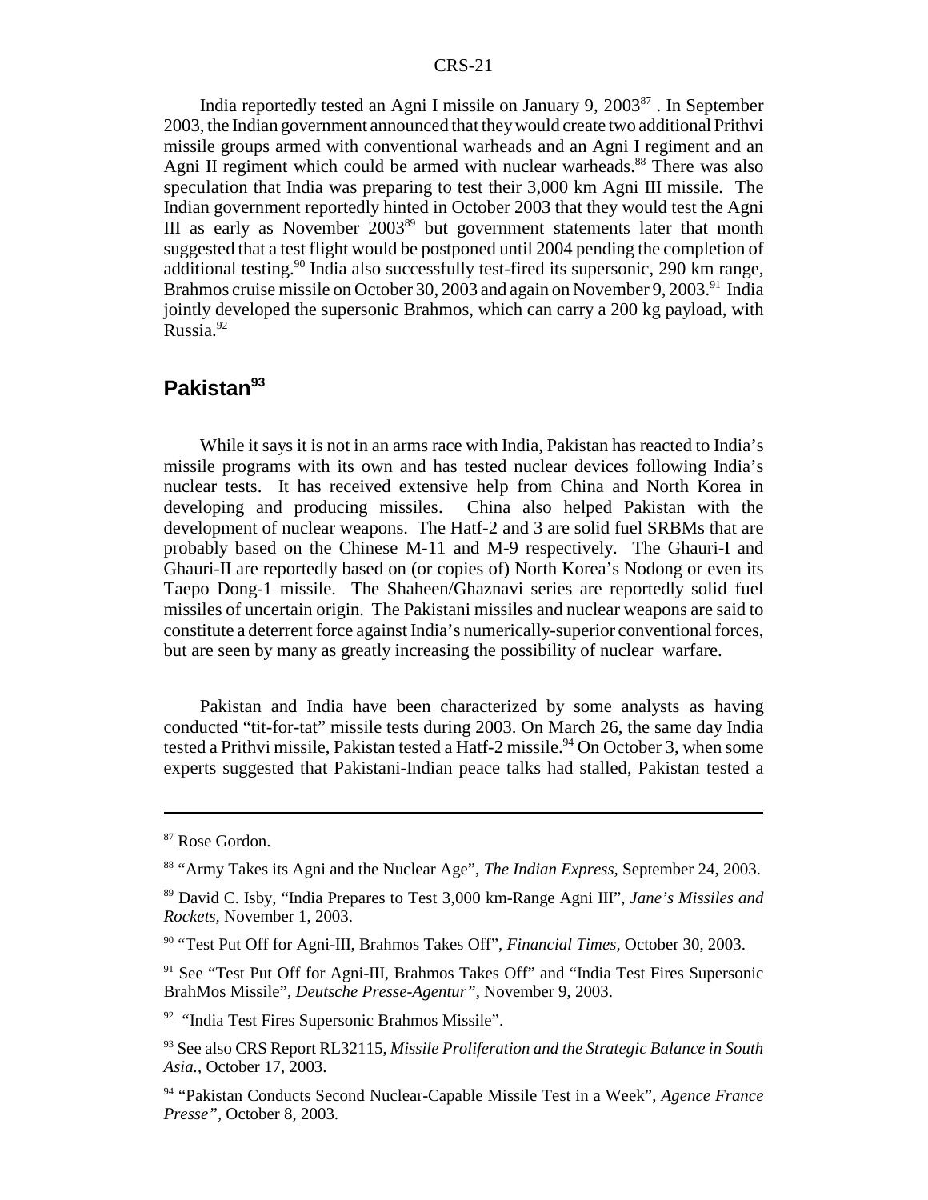India reportedly tested an Agni I missile on January 9, 2003[87] . In September 2003, the Indian government announced that they would create two additional Prithvi missile groups armed with conventional warheads and an Agni I regiment and an Agni II regiment which could be armed with nuclear warheads.[88] There was also speculation that India was preparing to test their 3,000 km Agni III missile. The Indian government reportedly hinted in October 2003 that they would test the Agni III as early as November 2003[89] but government statements later that month suggested that a test flight would be postponed until 2004 pending the completion of additional testing.[90] India also successfully test-fired its supersonic, 290 km range, Brahmos cruise missile on October 30, 2003 and again on November 9, 2003.[91] India jointly developed the supersonic Brahmos, which can carry a 200 kg payload, with Russia.[92]

## Pakistan[93]

While it says it is not in an arms race with India, Pakistan has reacted to India's missile programs with its own and has tested nuclear devices following India's nuclear tests. It has received extensive help from China and North Korea in developing and producing missiles. China also helped Pakistan with the development of nuclear weapons. The Hatf-2 and 3 are solid fuel SRBMs that are probably based on the Chinese M-11 and M-9 respectively. The Ghauri-I and Ghauri-II are reportedly based on (or copies of) North Korea's Nodong or even its Taepo Dong-1 missile. The Shaheen/Ghaznavi series are reportedly solid fuel missiles of uncertain origin. The Pakistani missiles and nuclear weapons are said to constitute a deterrent force against India's numerically-superior conventional forces, but are seen by many as greatly increasing the possibility of nuclear warfare.

Pakistan and India have been characterized by some analysts as having conducted "tit-for-tat" missile tests during 2003. On March 26, the same day India tested a Prithvi missile, Pakistan tested a Hatf-2 missile.[94] On October 3, when some experts suggested that Pakistani-Indian peace talks had stalled, Pakistan tested a

---

[87] Rose Gordon.

[88] "Army Takes its Agni and the Nuclear Age", *The Indian Express*, September 24, 2003.

[89] David C. Isby, "India Prepares to Test 3,000 km-Range Agni III", *Jane's Missiles and Rockets*, November 1, 2003.

[90] "Test Put Off for Agni-III, Brahmos Takes Off", *Financial Times*, October 30, 2003.

[91] See "Test Put Off for Agni-III, Brahmos Takes Off" and "India Test Fires Supersonic BrahMos Missile", *Deutsche Presse-Agentur"*, November 9, 2003.

[92] "India Test Fires Supersonic Brahmos Missile".

[93] See also CRS Report RL32115, *Missile Proliferation and the Strategic Balance in South Asia.*, October 17, 2003.

[94] "Pakistan Conducts Second Nuclear-Capable Missile Test in a Week", *Agence France Presse"*, October 8, 2003.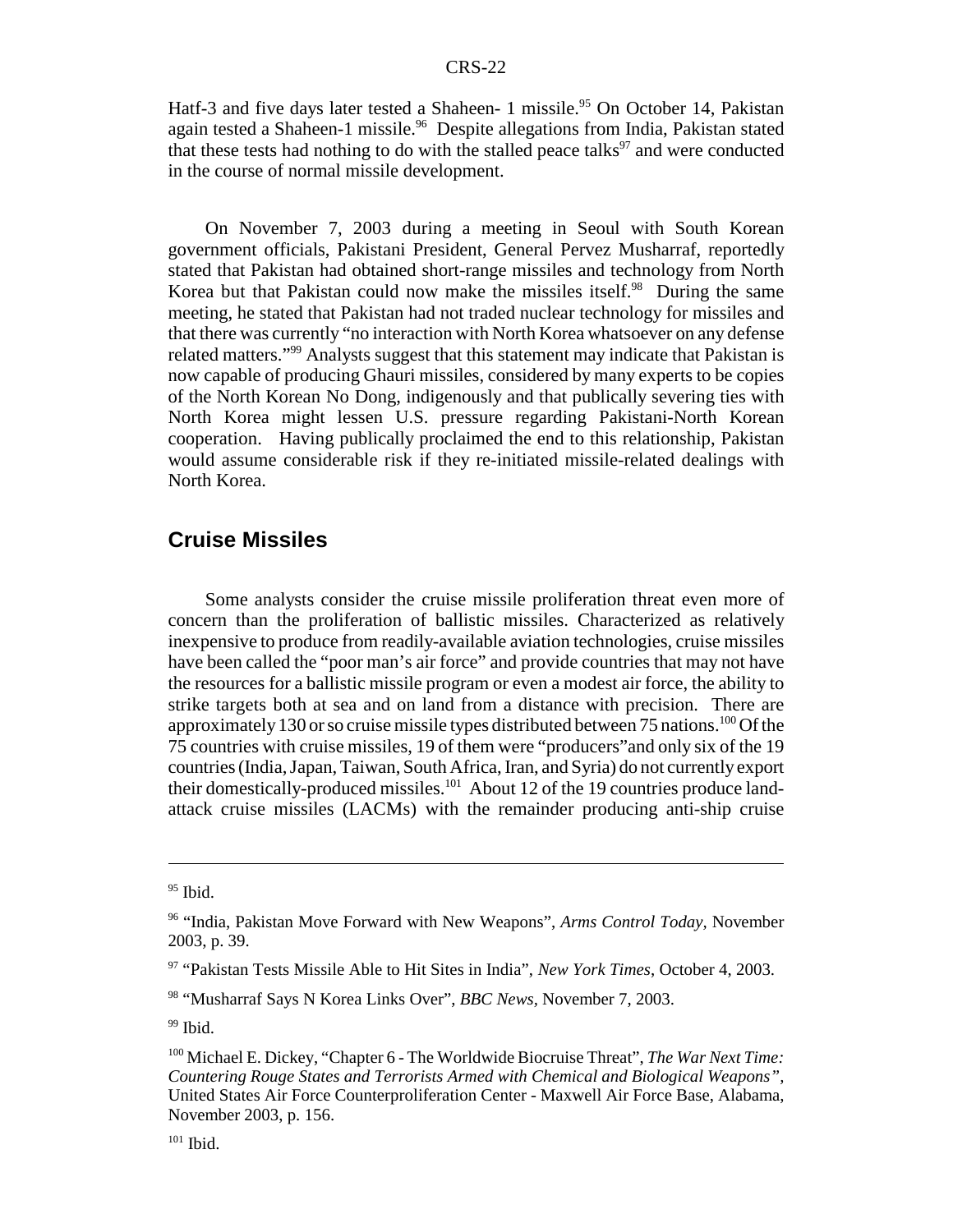Hatf-3 and five days later tested a Shaheen- 1 missile.[95] On October 14, Pakistan again tested a Shaheen-1 missile.[96] Despite allegations from India, Pakistan stated that these tests had nothing to do with the stalled peace talks[97] and were conducted in the course of normal missile development.

On November 7, 2003 during a meeting in Seoul with South Korean government officials, Pakistani President, General Pervez Musharraf, reportedly stated that Pakistan had obtained short-range missiles and technology from North Korea but that Pakistan could now make the missiles itself.[98] During the same meeting, he stated that Pakistan had not traded nuclear technology for missiles and that there was currently "no interaction with North Korea whatsoever on any defense related matters."[99] Analysts suggest that this statement may indicate that Pakistan is now capable of producing Ghauri missiles, considered by many experts to be copies of the North Korean No Dong, indigenously and that publically severing ties with North Korea might lessen U.S. pressure regarding Pakistani-North Korean cooperation. Having publically proclaimed the end to this relationship, Pakistan would assume considerable risk if they re-initiated missile-related dealings with North Korea.

## Cruise Missiles

Some analysts consider the cruise missile proliferation threat even more of concern than the proliferation of ballistic missiles. Characterized as relatively inexpensive to produce from readily-available aviation technologies, cruise missiles have been called the "poor man's air force" and provide countries that may not have the resources for a ballistic missile program or even a modest air force, the ability to strike targets both at sea and on land from a distance with precision. There are approximately 130 or so cruise missile types distributed between 75 nations.[100] Of the 75 countries with cruise missiles, 19 of them were "producers"and only six of the 19 countries (India, Japan, Taiwan, South Africa, Iran, and Syria) do not currently export their domestically-produced missiles.[101] About 12 of the 19 countries produce land-attack cruise missiles (LACMs) with the remainder producing anti-ship cruise

---

[95] Ibid.

[96] "India, Pakistan Move Forward with New Weapons", *Arms Control Today*, November 2003, p. 39.

[97] "Pakistan Tests Missile Able to Hit Sites in India", *New York Times*, October 4, 2003.

[98] "Musharraf Says N Korea Links Over", *BBC News*, November 7, 2003.

[99] Ibid.

[100] Michael E. Dickey, "Chapter 6 - The Worldwide Biocruise Threat", *The War Next Time: Countering Rouge States and Terrorists Armed with Chemical and Biological Weapons"*, United States Air Force Counterproliferation Center - Maxwell Air Force Base, Alabama, November 2003, p. 156.

[101] Ibid.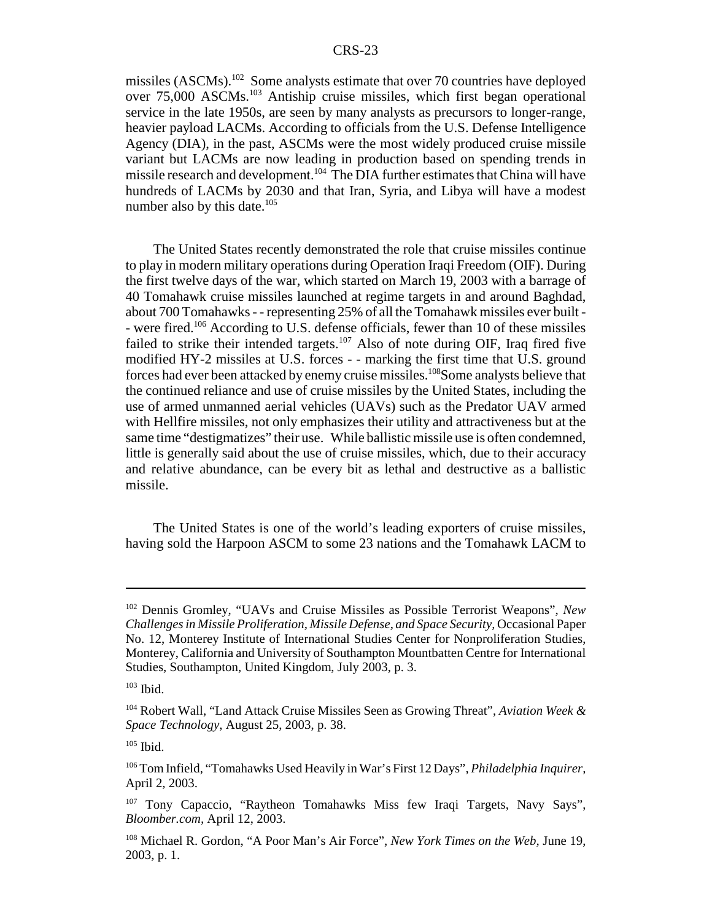missiles (ASCMs).[102] Some analysts estimate that over 70 countries have deployed over 75,000 ASCMs.[103] Antiship cruise missiles, which first began operational service in the late 1950s, are seen by many analysts as precursors to longer-range, heavier payload LACMs. According to officials from the U.S. Defense Intelligence Agency (DIA), in the past, ASCMs were the most widely produced cruise missile variant but LACMs are now leading in production based on spending trends in missile research and development.[104] The DIA further estimates that China will have hundreds of LACMs by 2030 and that Iran, Syria, and Libya will have a modest number also by this date.[105]

The United States recently demonstrated the role that cruise missiles continue to play in modern military operations during Operation Iraqi Freedom (OIF). During the first twelve days of the war, which started on March 19, 2003 with a barrage of 40 Tomahawk cruise missiles launched at regime targets in and around Baghdad, about 700 Tomahawks - - representing 25% of all the Tomahawk missiles ever built - - were fired.[106] According to U.S. defense officials, fewer than 10 of these missiles failed to strike their intended targets.[107] Also of note during OIF, Iraq fired five modified HY-2 missiles at U.S. forces - - marking the first time that U.S. ground forces had ever been attacked by enemy cruise missiles.[108] Some analysts believe that the continued reliance and use of cruise missiles by the United States, including the use of armed unmanned aerial vehicles (UAVs) such as the Predator UAV armed with Hellfire missiles, not only emphasizes their utility and attractiveness but at the same time "destigmatizes" their use. While ballistic missile use is often condemned, little is generally said about the use of cruise missiles, which, due to their accuracy and relative abundance, can be every bit as lethal and destructive as a ballistic missile.

The United States is one of the world's leading exporters of cruise missiles, having sold the Harpoon ASCM to some 23 nations and the Tomahawk LACM to

---

[102] Dennis Gromley, "UAVs and Cruise Missiles as Possible Terrorist Weapons", *New Challenges in Missile Proliferation, Missile Defense, and Space Security*, Occasional Paper No. 12, Monterey Institute of International Studies Center for Nonproliferation Studies, Monterey, California and University of Southampton Mountbatten Centre for International Studies, Southampton, United Kingdom, July 2003, p. 3.

[103] Ibid.

[104] Robert Wall, "Land Attack Cruise Missiles Seen as Growing Threat", *Aviation Week & Space Technology*, August 25, 2003, p. 38.

[105] Ibid.

[106] Tom Infield, "Tomahawks Used Heavily in War's First 12 Days", *Philadelphia Inquirer*, April 2, 2003.

[107] Tony Capaccio, "Raytheon Tomahawks Miss few Iraqi Targets, Navy Says", *Bloomber.com,* April 12, 2003.

[108] Michael R. Gordon, "A Poor Man's Air Force", *New York Times on the Web,* June 19, 2003, p. 1.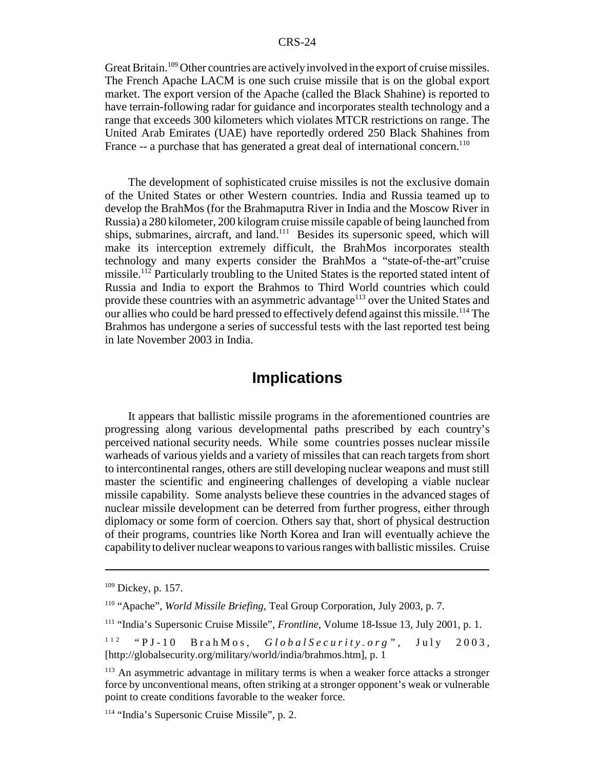Great Britain.[109] Other countries are actively involved in the export of cruise missiles. The French Apache LACM is one such cruise missile that is on the global export market. The export version of the Apache (called the Black Shahine) is reported to have terrain-following radar for guidance and incorporates stealth technology and a range that exceeds 300 kilometers which violates MTCR restrictions on range. The United Arab Emirates (UAE) have reportedly ordered 250 Black Shahines from France -- a purchase that has generated a great deal of international concern.[110]

The development of sophisticated cruise missiles is not the exclusive domain of the United States or other Western countries. India and Russia teamed up to develop the BrahMos (for the Brahmaputra River in India and the Moscow River in Russia) a 280 kilometer, 200 kilogram cruise missile capable of being launched from ships, submarines, aircraft, and land.[111] Besides its supersonic speed, which will make its interception extremely difficult, the BrahMos incorporates stealth technology and many experts consider the BrahMos a "state-of-the-art"cruise missile.[112] Particularly troubling to the United States is the reported stated intent of Russia and India to export the Brahmos to Third World countries which could provide these countries with an asymmetric advantage[113] over the United States and our allies who could be hard pressed to effectively defend against this missile.[114] The Brahmos has undergone a series of successful tests with the last reported test being in late November 2003 in India.

## Implications

It appears that ballistic missile programs in the aforementioned countries are progressing along various developmental paths prescribed by each country's perceived national security needs. While some countries posses nuclear missile warheads of various yields and a variety of missiles that can reach targets from short to intercontinental ranges, others are still developing nuclear weapons and must still master the scientific and engineering challenges of developing a viable nuclear missile capability. Some analysts believe these countries in the advanced stages of nuclear missile development can be deterred from further progress, either through diplomacy or some form of coercion. Others say that, short of physical destruction of their programs, countries like North Korea and Iran will eventually achieve the capability to deliver nuclear weapons to various ranges with ballistic missiles. Cruise

---

[109] Dickey, p. 157.

[110] "Apache", *World Missile Briefing,* Teal Group Corporation, July 2003, p. 7.

[111] "India's Supersonic Cruise Missile", *Frontline,* Volume 18-Issue 13, July 2001, p. 1.

[112] "PJ-10 BrahMos, *GlobalSecurity.org*", July 2003, [http://globalsecurity.org/military/world/india/brahmos.htm], p. 1

[113] An asymmetric advantage in military terms is when a weaker force attacks a stronger force by unconventional means, often striking at a stronger opponent's weak or vulnerable point to create conditions favorable to the weaker force.

[114] "India's Supersonic Cruise Missile", p. 2.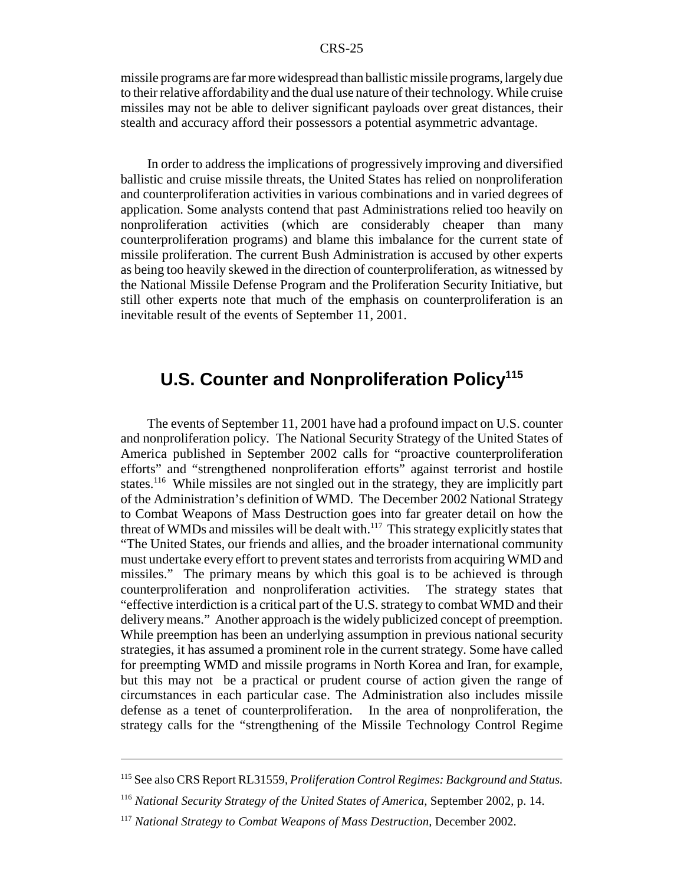missile programs are far more widespread than ballistic missile programs, largely due to their relative affordability and the dual use nature of their technology. While cruise missiles may not be able to deliver significant payloads over great distances, their stealth and accuracy afford their possessors a potential asymmetric advantage.

In order to address the implications of progressively improving and diversified ballistic and cruise missile threats, the United States has relied on nonproliferation and counterproliferation activities in various combinations and in varied degrees of application. Some analysts contend that past Administrations relied too heavily on nonproliferation activities (which are considerably cheaper than many counterproliferation programs) and blame this imbalance for the current state of missile proliferation. The current Bush Administration is accused by other experts as being too heavily skewed in the direction of counterproliferation, as witnessed by the National Missile Defense Program and the Proliferation Security Initiative, but still other experts note that much of the emphasis on counterproliferation is an inevitable result of the events of September 11, 2001.

## U.S. Counter and Nonproliferation Policy[115]

The events of September 11, 2001 have had a profound impact on U.S. counter and nonproliferation policy. The National Security Strategy of the United States of America published in September 2002 calls for "proactive counterproliferation efforts" and "strengthened nonproliferation efforts" against terrorist and hostile states.[116] While missiles are not singled out in the strategy, they are implicitly part of the Administration's definition of WMD. The December 2002 National Strategy to Combat Weapons of Mass Destruction goes into far greater detail on how the threat of WMDs and missiles will be dealt with.[117] This strategy explicitly states that "The United States, our friends and allies, and the broader international community must undertake every effort to prevent states and terrorists from acquiring WMD and missiles." The primary means by which this goal is to be achieved is through counterproliferation and nonproliferation activities. The strategy states that "effective interdiction is a critical part of the U.S. strategy to combat WMD and their delivery means." Another approach is the widely publicized concept of preemption. While preemption has been an underlying assumption in previous national security strategies, it has assumed a prominent role in the current strategy. Some have called for preempting WMD and missile programs in North Korea and Iran, for example, but this may not be a practical or prudent course of action given the range of circumstances in each particular case. The Administration also includes missile defense as a tenet of counterproliferation. In the area of nonproliferation, the strategy calls for the "strengthening of the Missile Technology Control Regime

---

[115] See also CRS Report RL31559, *Proliferation Control Regimes: Background and Status.*

[116] *National Security Strategy of the United States of America,* September 2002, p. 14.

[117] *National Strategy to Combat Weapons of Mass Destruction,* December 2002.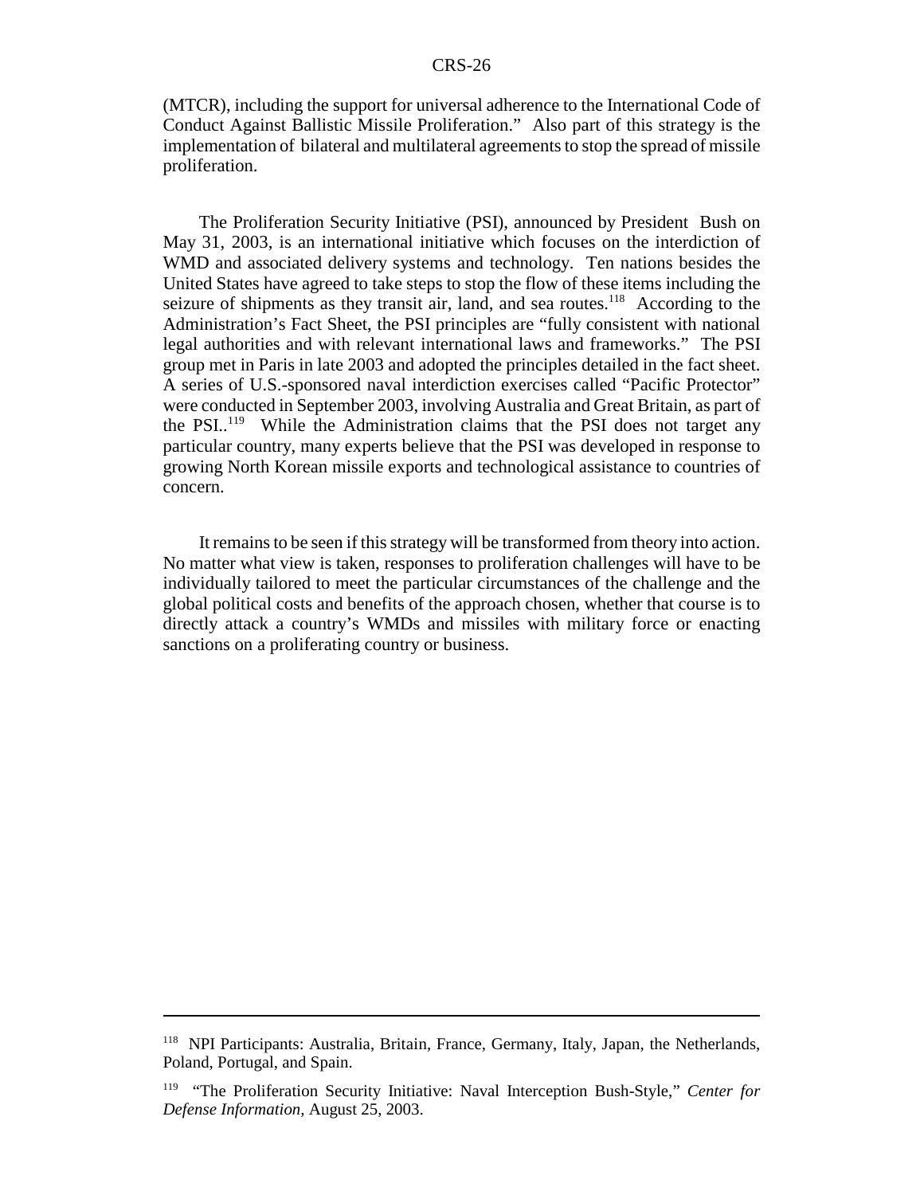(MTCR), including the support for universal adherence to the International Code of Conduct Against Ballistic Missile Proliferation." Also part of this strategy is the implementation of bilateral and multilateral agreements to stop the spread of missile proliferation.

The Proliferation Security Initiative (PSI), announced by President Bush on May 31, 2003, is an international initiative which focuses on the interdiction of WMD and associated delivery systems and technology. Ten nations besides the United States have agreed to take steps to stop the flow of these items including the seizure of shipments as they transit air, land, and sea routes.[118] According to the Administration's Fact Sheet, the PSI principles are "fully consistent with national legal authorities and with relevant international laws and frameworks." The PSI group met in Paris in late 2003 and adopted the principles detailed in the fact sheet. A series of U.S.-sponsored naval interdiction exercises called "Pacific Protector" were conducted in September 2003, involving Australia and Great Britain, as part of the PSI..[119] While the Administration claims that the PSI does not target any particular country, many experts believe that the PSI was developed in response to growing North Korean missile exports and technological assistance to countries of concern.

It remains to be seen if this strategy will be transformed from theory into action. No matter what view is taken, responses to proliferation challenges will have to be individually tailored to meet the particular circumstances of the challenge and the global political costs and benefits of the approach chosen, whether that course is to directly attack a country's WMDs and missiles with military force or enacting sanctions on a proliferating country or business.

---

[118] NPI Participants: Australia, Britain, France, Germany, Italy, Japan, the Netherlands, Poland, Portugal, and Spain.

[119] "The Proliferation Security Initiative: Naval Interception Bush-Style," *Center for Defense Information*, August 25, 2003.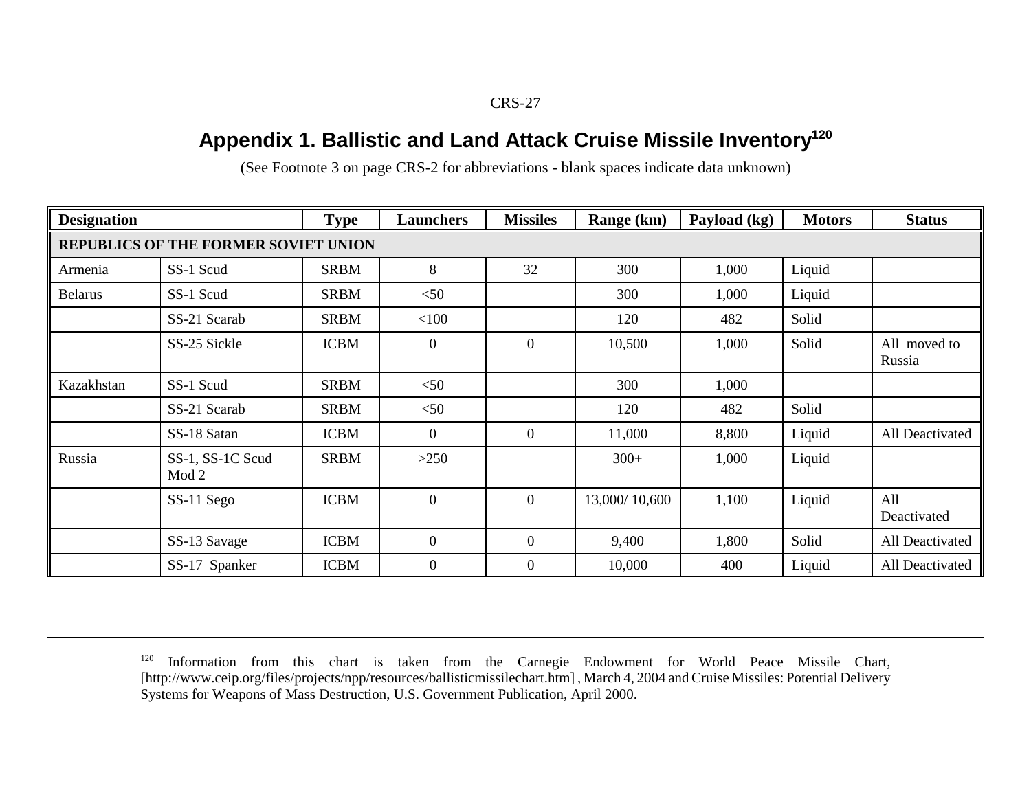## Appendix 1. Ballistic and Land Attack Cruise Missile Inventory[120]

(See Footnote 3 on page CRS-2 for abbreviations - blank spaces indicate data unknown)

| Designation | | Type | Launchers | Missiles | Range (km) | Payload (kg) | Motors | Status |
|---|---|---|---|---|---|---|---|---|
| **REPUBLICS OF THE FORMER SOVIET UNION** | | | | | | | | |
| Armenia | SS-1 Scud | SRBM | 8 | 32 | 300 | 1,000 | Liquid | |
| Belarus | SS-1 Scud | SRBM | <50 | | 300 | 1,000 | Liquid | |
| | SS-21 Scarab | SRBM | <100 | | 120 | 482 | Solid | |
| | SS-25 Sickle | ICBM | 0 | 0 | 10,500 | 1,000 | Solid | All moved to Russia |
| Kazakhstan | SS-1 Scud | SRBM | <50 | | 300 | 1,000 | | |
| | SS-21 Scarab | SRBM | <50 | | 120 | 482 | Solid | |
| | SS-18 Satan | ICBM | 0 | 0 | 11,000 | 8,800 | Liquid | All Deactivated |
| Russia | SS-1, SS-1C Scud Mod 2 | SRBM | >250 | | 300+ | 1,000 | Liquid | |
| | SS-11 Sego | ICBM | 0 | 0 | 13,000/ 10,600 | 1,100 | Liquid | All Deactivated |
| | SS-13 Savage | ICBM | 0 | 0 | 9,400 | 1,800 | Solid | All Deactivated |
| | SS-17 Spanker | ICBM | 0 | 0 | 10,000 | 400 | Liquid | All Deactivated |

[120] Information from this chart is taken from the Carnegie Endowment for World Peace Missile Chart, [http://www.ceip.org/files/projects/npp/resources/ballisticmissilechart.htm], March 4, 2004 and Cruise Missiles: Potential Delivery Systems for Weapons of Mass Destruction, U.S. Government Publication, April 2000.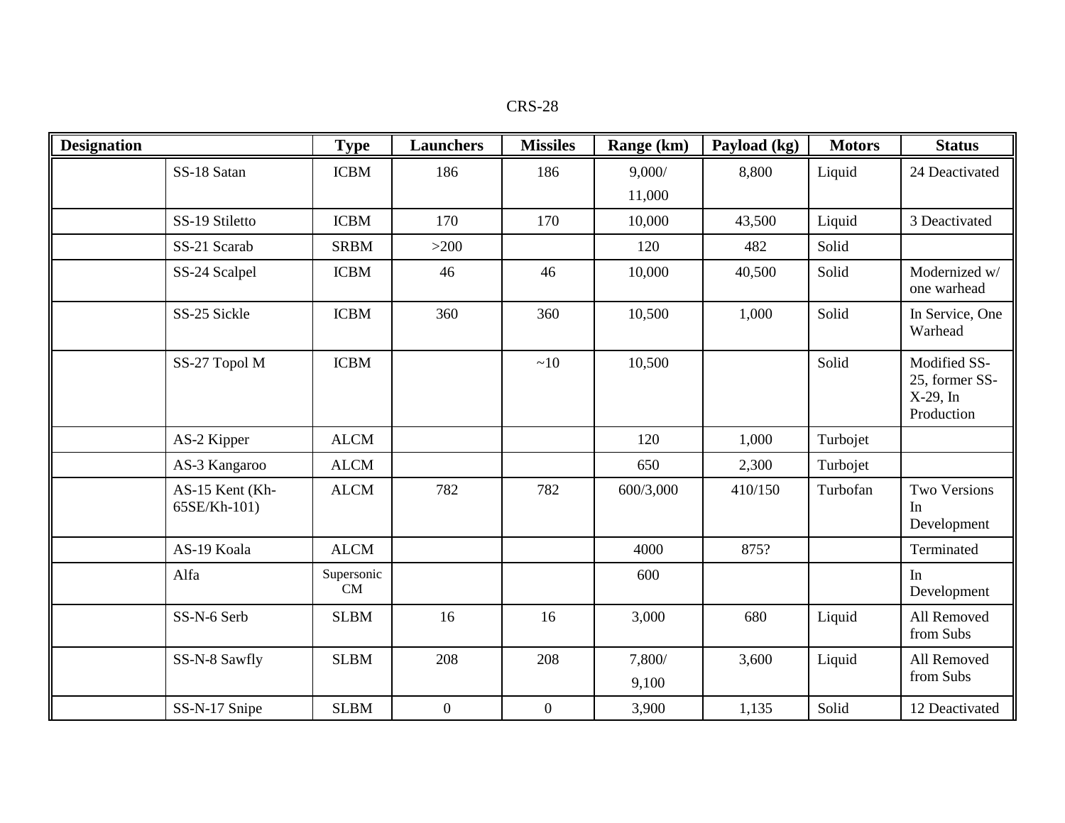| Designation | | Type | Launchers | Missiles | Range (km) | Payload (kg) | Motors | Status |
|---|---|---|---|---|---|---|---|---|
| | SS-18 Satan | ICBM | 186 | 186 | 9,000/ 11,000 | 8,800 | Liquid | 24 Deactivated |
| | SS-19 Stiletto | ICBM | 170 | 170 | 10,000 | 43,500 | Liquid | 3 Deactivated |
| | SS-21 Scarab | SRBM | >200 | | 120 | 482 | Solid | |
| | SS-24 Scalpel | ICBM | 46 | 46 | 10,000 | 40,500 | Solid | Modernized w/ one warhead |
| | SS-25 Sickle | ICBM | 360 | 360 | 10,500 | 1,000 | Solid | In Service, One Warhead |
| | SS-27 Topol M | ICBM | | ~10 | 10,500 | | Solid | Modified SS-25, former SS-X-29, In Production |
| | AS-2 Kipper | ALCM | | | 120 | 1,000 | Turbojet | |
| | AS-3 Kangaroo | ALCM | | | 650 | 2,300 | Turbojet | |
| | AS-15 Kent (Kh-65SE/Kh-101) | ALCM | 782 | 782 | 600/3,000 | 410/150 | Turbofan | Two Versions In Development |
| | AS-19 Koala | ALCM | | | 4000 | 875? | | Terminated |
| | Alfa | Supersonic CM | | | 600 | | | In Development |
| | SS-N-6 Serb | SLBM | 16 | 16 | 3,000 | 680 | Liquid | All Removed from Subs |
| | SS-N-8 Sawfly | SLBM | 208 | 208 | 7,800/ 9,100 | 3,600 | Liquid | All Removed from Subs |
| | SS-N-17 Snipe | SLBM | 0 | 0 | 3,900 | 1,135 | Solid | 12 Deactivated |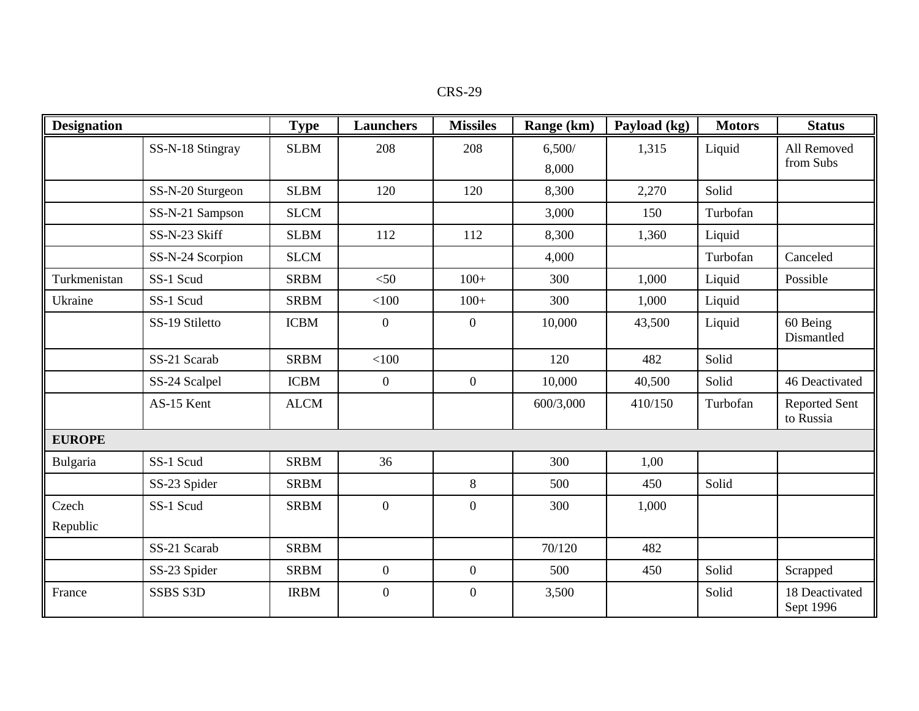| Designation | | Type | Launchers | Missiles | Range (km) | Payload (kg) | Motors | Status |
|---|---|---|---|---|---|---|---|---|
| | SS-N-18 Stingray | SLBM | 208 | 208 | 6,500/ 8,000 | 1,315 | Liquid | All Removed from Subs |
| | SS-N-20 Sturgeon | SLBM | 120 | 120 | 8,300 | 2,270 | Solid | |
| | SS-N-21 Sampson | SLCM | | | 3,000 | 150 | Turbofan | |
| | SS-N-23 Skiff | SLBM | 112 | 112 | 8,300 | 1,360 | Liquid | |
| | SS-N-24 Scorpion | SLCM | | | 4,000 | | Turbofan | Canceled |
| Turkmenistan | SS-1 Scud | SRBM | <50 | 100+ | 300 | 1,000 | Liquid | Possible |
| Ukraine | SS-1 Scud | SRBM | <100 | 100+ | 300 | 1,000 | Liquid | |
| | SS-19 Stiletto | ICBM | 0 | 0 | 10,000 | 43,500 | Liquid | 60 Being Dismantled |
| | SS-21 Scarab | SRBM | <100 | | 120 | 482 | Solid | |
| | SS-24 Scalpel | ICBM | 0 | 0 | 10,000 | 40,500 | Solid | 46 Deactivated |
| | AS-15 Kent | ALCM | | | 600/3,000 | 410/150 | Turbofan | Reported Sent to Russia |
| **EUROPE** | | | | | | | | |
| Bulgaria | SS-1 Scud | SRBM | 36 | | 300 | 1,00 | | |
| | SS-23 Spider | SRBM | | 8 | 500 | 450 | Solid | |
| Czech Republic | SS-1 Scud | SRBM | 0 | 0 | 300 | 1,000 | | |
| | SS-21 Scarab | SRBM | | | 70/120 | 482 | | |
| | SS-23 Spider | SRBM | 0 | 0 | 500 | 450 | Solid | Scrapped |
| France | SSBS S3D | IRBM | 0 | 0 | 3,500 | | Solid | 18 Deactivated Sept 1996 |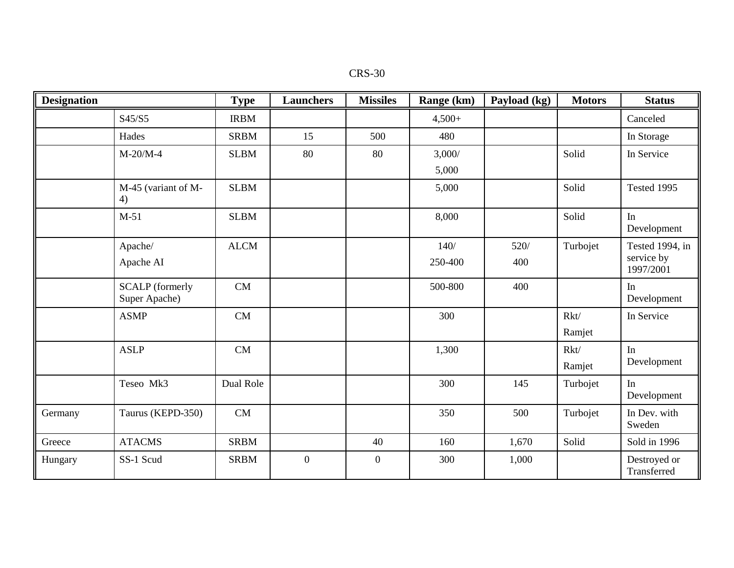| Designation | | Type | Launchers | Missiles | Range (km) | Payload (kg) | Motors | Status |
|---|---|---|---|---|---|---|---|---|
| | S45/S5 | IRBM | | | 4,500+ | | | Canceled |
| | Hades | SRBM | 15 | 500 | 480 | | | In Storage |
| | M-20/M-4 | SLBM | 80 | 80 | 3,000/ 5,000 | | Solid | In Service |
| | M-45 (variant of M-4) | SLBM | | | 5,000 | | Solid | Tested 1995 |
| | M-51 | SLBM | | | 8,000 | | Solid | In Development |
| | Apache/ Apache AI | ALCM | | | 140/ 250-400 | 520/ 400 | Turbojet | Tested 1994, in service by 1997/2001 |
| | SCALP (formerly Super Apache) | CM | | | 500-800 | 400 | | In Development |
| | ASMP | CM | | | 300 | | Rkt/ Ramjet | In Service |
| | ASLP | CM | | | 1,300 | | Rkt/ Ramjet | In Development |
| | Teseo Mk3 | Dual Role | | | 300 | 145 | Turbojet | In Development |
| Germany | Taurus (KEPD-350) | CM | | | 350 | 500 | Turbojet | In Dev. with Sweden |
| Greece | ATACMS | SRBM | | 40 | 160 | 1,670 | Solid | Sold in 1996 |
| Hungary | SS-1 Scud | SRBM | 0 | 0 | 300 | 1,000 | | Destroyed or Transferred |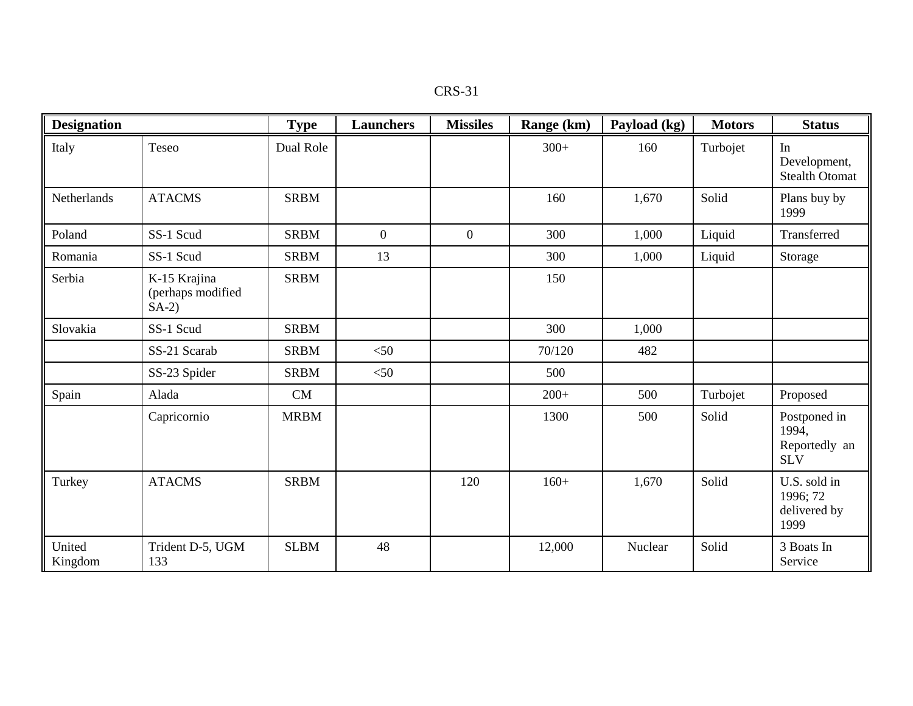| Designation | | Type | Launchers | Missiles | Range (km) | Payload (kg) | Motors | Status |
|---|---|---|---|---|---|---|---|---|
| Italy | Teseo | Dual Role | | | 300+ | 160 | Turbojet | In Development, Stealth Otomat |
| Netherlands | ATACMS | SRBM | | | 160 | 1,670 | Solid | Plans buy by 1999 |
| Poland | SS-1 Scud | SRBM | 0 | 0 | 300 | 1,000 | Liquid | Transferred |
| Romania | SS-1 Scud | SRBM | 13 | | 300 | 1,000 | Liquid | Storage |
| Serbia | K-15 Krajina (perhaps modified SA-2) | SRBM | | | 150 | | | |
| Slovakia | SS-1 Scud | SRBM | | | 300 | 1,000 | | |
| | SS-21 Scarab | SRBM | <50 | | 70/120 | 482 | | |
| | SS-23 Spider | SRBM | <50 | | 500 | | | |
| Spain | Alada | CM | | | 200+ | 500 | Turbojet | Proposed |
| | Capricornio | MRBM | | | 1300 | 500 | Solid | Postponed in 1994, Reportedly an SLV |
| Turkey | ATACMS | SRBM | | 120 | 160+ | 1,670 | Solid | U.S. sold in 1996; 72 delivered by 1999 |
| United Kingdom | Trident D-5, UGM 133 | SLBM | 48 | | 12,000 | Nuclear | Solid | 3 Boats In Service |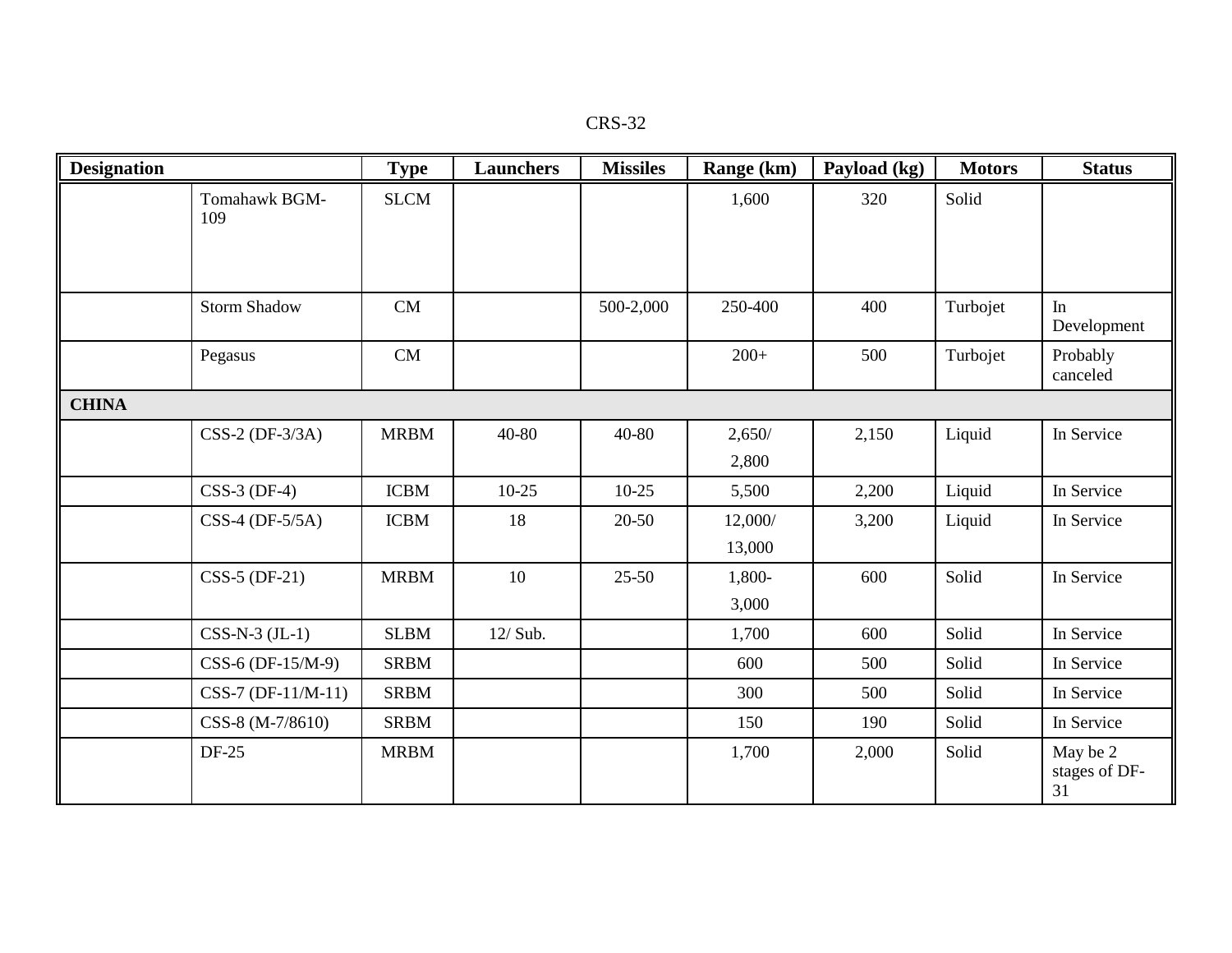| Designation | | Type | Launchers | Missiles | Range (km) | Payload (kg) | Motors | Status |
|---|---|---|---|---|---|---|---|---|
| | Tomahawk BGM-109 | SLCM | | | 1,600 | 320 | Solid | |
| | Storm Shadow | CM | | 500-2,000 | 250-400 | 400 | Turbojet | In Development |
| | Pegasus | CM | | | 200+ | 500 | Turbojet | Probably canceled |
| **CHINA** | | | | | | | | |
| | CSS-2 (DF-3/3A) | MRBM | 40-80 | 40-80 | 2,650/ 2,800 | 2,150 | Liquid | In Service |
| | CSS-3 (DF-4) | ICBM | 10-25 | 10-25 | 5,500 | 2,200 | Liquid | In Service |
| | CSS-4 (DF-5/5A) | ICBM | 18 | 20-50 | 12,000/ 13,000 | 3,200 | Liquid | In Service |
| | CSS-5 (DF-21) | MRBM | 10 | 25-50 | 1,800- 3,000 | 600 | Solid | In Service |
| | CSS-N-3 (JL-1) | SLBM | 12/ Sub. | | 1,700 | 600 | Solid | In Service |
| | CSS-6 (DF-15/M-9) | SRBM | | | 600 | 500 | Solid | In Service |
| | CSS-7 (DF-11/M-11) | SRBM | | | 300 | 500 | Solid | In Service |
| | CSS-8 (M-7/8610) | SRBM | | | 150 | 190 | Solid | In Service |
| | DF-25 | MRBM | | | 1,700 | 2,000 | Solid | May be 2 stages of DF-31 |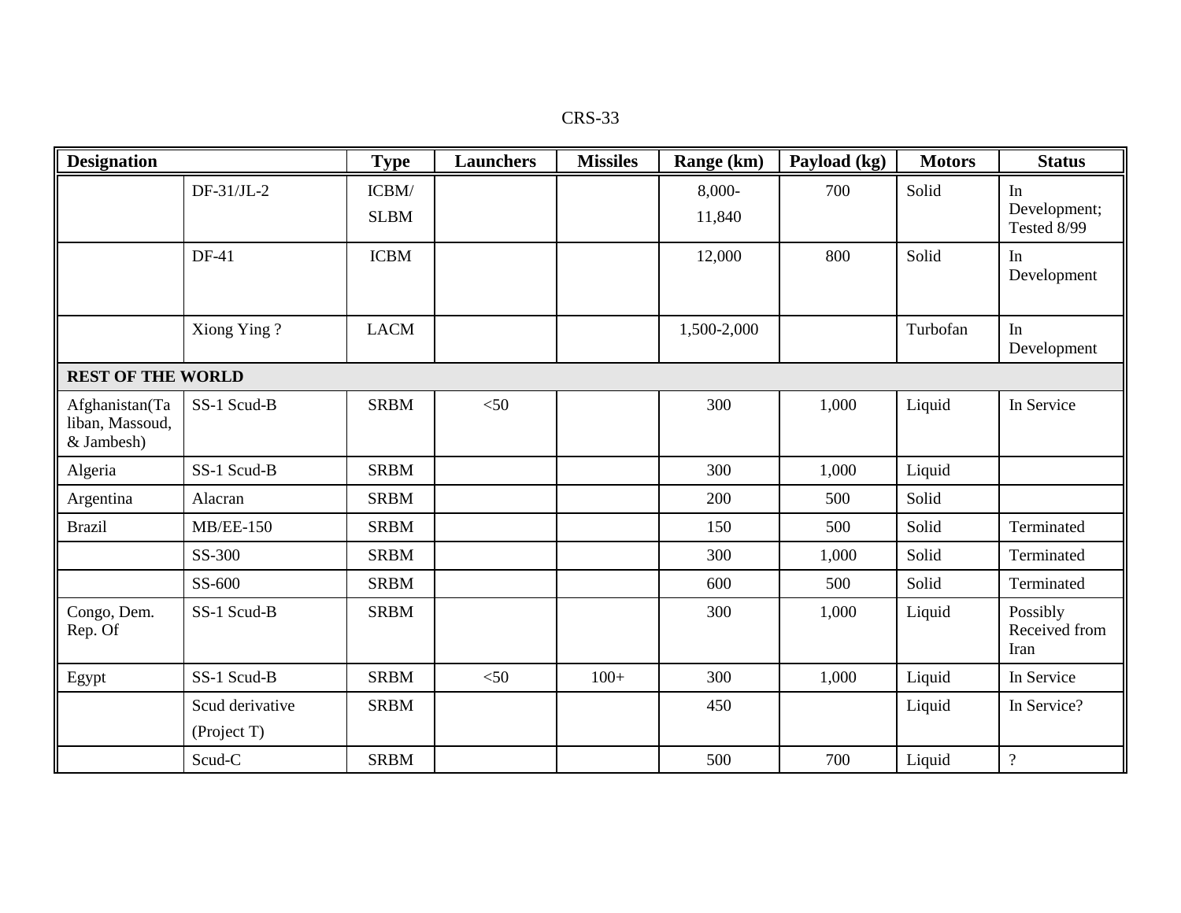| Designation | | Type | Launchers | Missiles | Range (km) | Payload (kg) | Motors | Status |
|---|---|---|---|---|---|---|---|---|
| | DF-31/JL-2 | ICBM/ SLBM | | | 8,000- 11,840 | 700 | Solid | In Development; Tested 8/99 |
| | DF-41 | ICBM | | | 12,000 | 800 | Solid | In Development |
| | Xiong Ying ? | LACM | | | 1,500-2,000 | | Turbofan | In Development |
| **REST OF THE WORLD** | | | | | | | | |
| Afghanistan(Taliban, Massoud, & Jambesh) | SS-1 Scud-B | SRBM | <50 | | 300 | 1,000 | Liquid | In Service |
| Algeria | SS-1 Scud-B | SRBM | | | 300 | 1,000 | Liquid | |
| Argentina | Alacran | SRBM | | | 200 | 500 | Solid | |
| Brazil | MB/EE-150 | SRBM | | | 150 | 500 | Solid | Terminated |
| | SS-300 | SRBM | | | 300 | 1,000 | Solid | Terminated |
| | SS-600 | SRBM | | | 600 | 500 | Solid | Terminated |
| Congo, Dem. Rep. Of | SS-1 Scud-B | SRBM | | | 300 | 1,000 | Liquid | Possibly Received from Iran |
| Egypt | SS-1 Scud-B | SRBM | <50 | 100+ | 300 | 1,000 | Liquid | In Service |
| | Scud derivative (Project T) | SRBM | | | 450 | | Liquid | In Service? |
| | Scud-C | SRBM | | | 500 | 700 | Liquid | ? |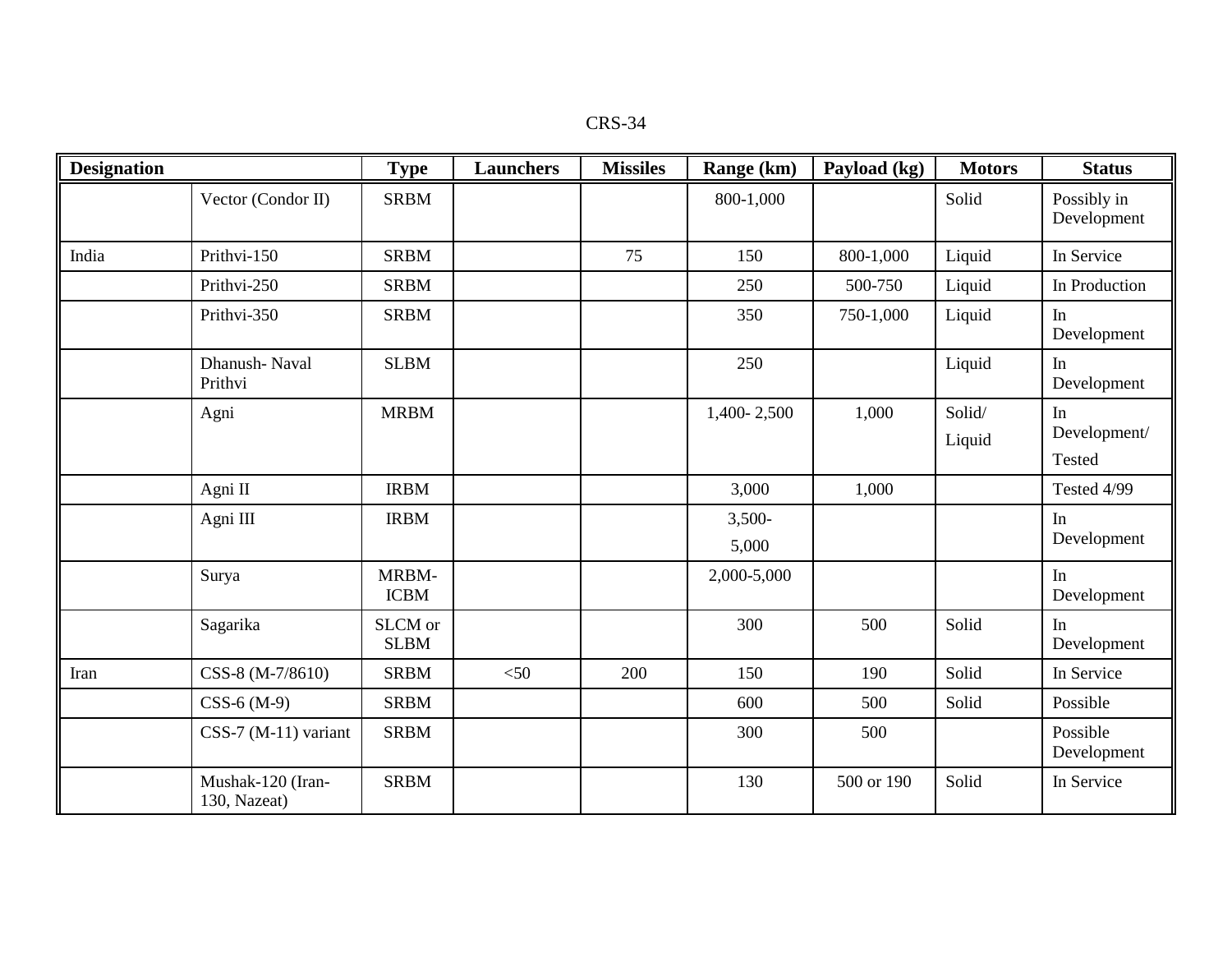| Designation | | Type | Launchers | Missiles | Range (km) | Payload (kg) | Motors | Status |
|---|---|---|---|---|---|---|---|---|
| | Vector (Condor II) | SRBM | | | 800-1,000 | | Solid | Possibly in Development |
| India | Prithvi-150 | SRBM | | 75 | 150 | 800-1,000 | Liquid | In Service |
| | Prithvi-250 | SRBM | | | 250 | 500-750 | Liquid | In Production |
| | Prithvi-350 | SRBM | | | 350 | 750-1,000 | Liquid | In Development |
| | Dhanush- Naval Prithvi | SLBM | | | 250 | | Liquid | In Development |
| | Agni | MRBM | | | 1,400- 2,500 | 1,000 | Solid/ Liquid | In Development/ Tested |
| | Agni II | IRBM | | | 3,000 | 1,000 | | Tested 4/99 |
| | Agni III | IRBM | | | 3,500- 5,000 | | | In Development |
| | Surya | MRBM-ICBM | | | 2,000-5,000 | | | In Development |
| | Sagarika | SLCM or SLBM | | | 300 | 500 | Solid | In Development |
| Iran | CSS-8 (M-7/8610) | SRBM | <50 | 200 | 150 | 190 | Solid | In Service |
| | CSS-6 (M-9) | SRBM | | | 600 | 500 | Solid | Possible |
| | CSS-7 (M-11) variant | SRBM | | | 300 | 500 | | Possible Development |
| | Mushak-120 (Iran-130, Nazeat) | SRBM | | | 130 | 500 or 190 | Solid | In Service |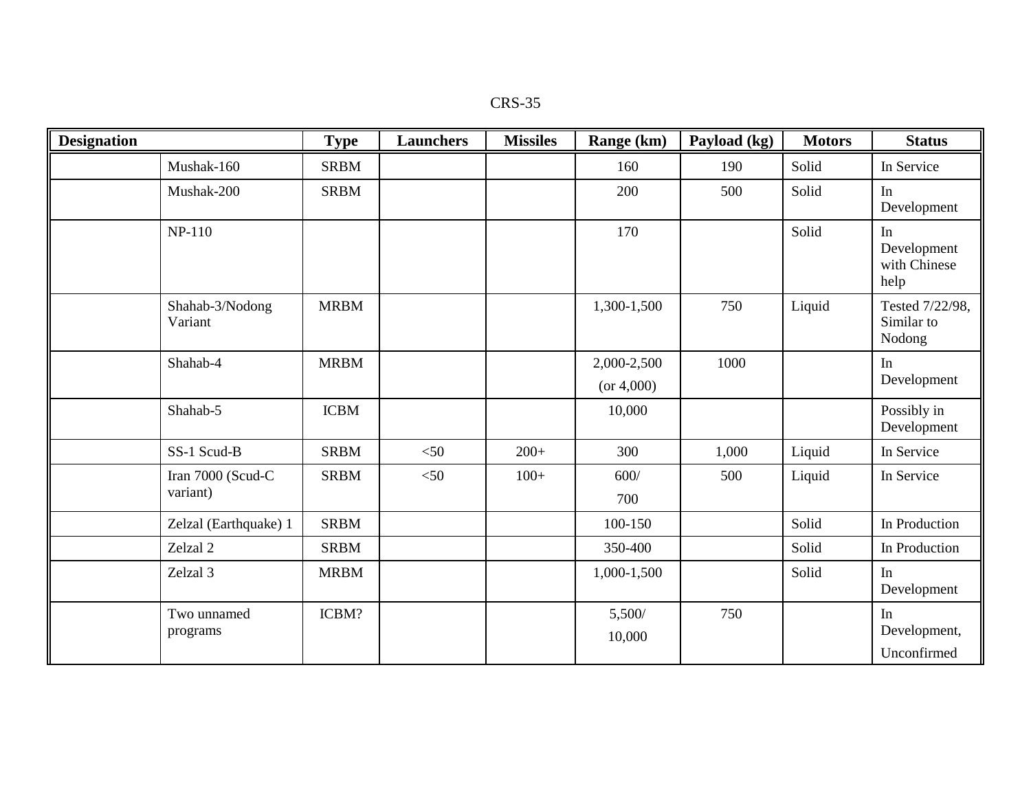| Designation | | Type | Launchers | Missiles | Range (km) | Payload (kg) | Motors | Status |
|---|---|---|---|---|---|---|---|---|
| | Mushak-160 | SRBM | | | 160 | 190 | Solid | In Service |
| | Mushak-200 | SRBM | | | 200 | 500 | Solid | In Development |
| | NP-110 | | | | 170 | | Solid | In Development with Chinese help |
| | Shahab-3/Nodong Variant | MRBM | | | 1,300-1,500 | 750 | Liquid | Tested 7/22/98, Similar to Nodong |
| | Shahab-4 | MRBM | | | 2,000-2,500 (or 4,000) | 1000 | | In Development |
| | Shahab-5 | ICBM | | | 10,000 | | | Possibly in Development |
| | SS-1 Scud-B | SRBM | <50 | 200+ | 300 | 1,000 | Liquid | In Service |
| | Iran 7000 (Scud-C variant) | SRBM | <50 | 100+ | 600/ 700 | 500 | Liquid | In Service |
| | Zelzal (Earthquake) 1 | SRBM | | | 100-150 | | Solid | In Production |
| | Zelzal 2 | SRBM | | | 350-400 | | Solid | In Production |
| | Zelzal 3 | MRBM | | | 1,000-1,500 | | Solid | In Development |
| | Two unnamed programs | ICBM? | | | 5,500/ 10,000 | 750 | | In Development, Unconfirmed |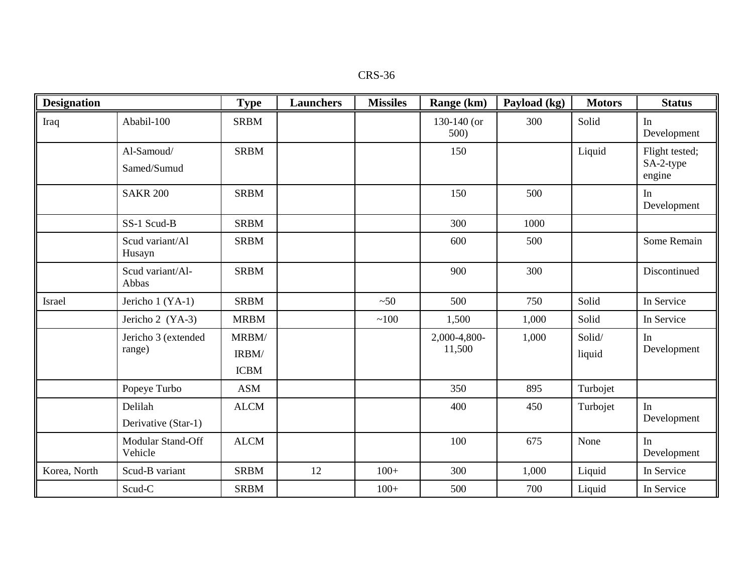| Designation | | Type | Launchers | Missiles | Range (km) | Payload (kg) | Motors | Status |
|---|---|---|---|---|---|---|---|---|
| Iraq | Ababil-100 | SRBM | | | 130-140 (or 500) | 300 | Solid | In Development |
| | Al-Samoud/ Samed/Sumud | SRBM | | | 150 | | Liquid | Flight tested; SA-2-type engine |
| | SAKR 200 | SRBM | | | 150 | 500 | | In Development |
| | SS-1 Scud-B | SRBM | | | 300 | 1000 | | |
| | Scud variant/Al Husayn | SRBM | | | 600 | 500 | | Some Remain |
| | Scud variant/Al-Abbas | SRBM | | | 900 | 300 | | Discontinued |
| Israel | Jericho 1 (YA-1) | SRBM | | ~50 | 500 | 750 | Solid | In Service |
| | Jericho 2 (YA-3) | MRBM | | ~100 | 1,500 | 1,000 | Solid | In Service |
| | Jericho 3 (extended range) | MRBM/ IRBM/ ICBM | | | 2,000-4,800-11,500 | 1,000 | Solid/ liquid | In Development |
| | Popeye Turbo | ASM | | | 350 | 895 | Turbojet | |
| | Delilah Derivative (Star-1) | ALCM | | | 400 | 450 | Turbojet | In Development |
| | Modular Stand-Off Vehicle | ALCM | | | 100 | 675 | None | In Development |
| Korea, North | Scud-B variant | SRBM | 12 | 100+ | 300 | 1,000 | Liquid | In Service |
| | Scud-C | SRBM | | 100+ | 500 | 700 | Liquid | In Service |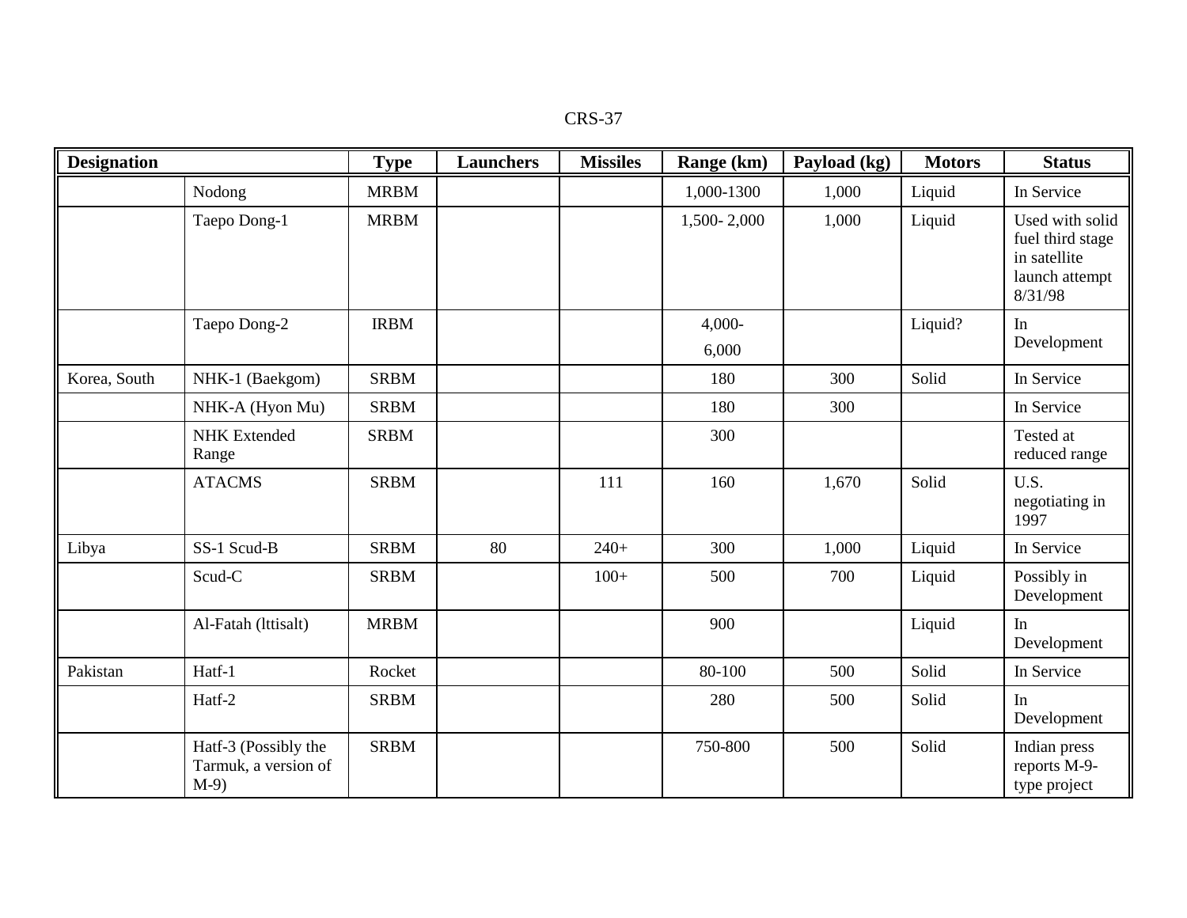| Designation | | Type | Launchers | Missiles | Range (km) | Payload (kg) | Motors | Status |
|---|---|---|---|---|---|---|---|---|
| | Nodong | MRBM | | | 1,000-1300 | 1,000 | Liquid | In Service |
| | Taepo Dong-1 | MRBM | | | 1,500- 2,000 | 1,000 | Liquid | Used with solid fuel third stage in satellite launch attempt 8/31/98 |
| | Taepo Dong-2 | IRBM | | | 4,000-6,000 | | Liquid? | In Development |
| Korea, South | NHK-1 (Baekgom) | SRBM | | | 180 | 300 | Solid | In Service |
| | NHK-A (Hyon Mu) | SRBM | | | 180 | 300 | | In Service |
| | NHK Extended Range | SRBM | | | 300 | | | Tested at reduced range |
| | ATACMS | SRBM | | 111 | 160 | 1,670 | Solid | U.S. negotiating in 1997 |
| Libya | SS-1 Scud-B | SRBM | 80 | 240+ | 300 | 1,000 | Liquid | In Service |
| | Scud-C | SRBM | | 100+ | 500 | 700 | Liquid | Possibly in Development |
| | Al-Fatah (lttisalt) | MRBM | | | 900 | | Liquid | In Development |
| Pakistan | Hatf-1 | Rocket | | | 80-100 | 500 | Solid | In Service |
| | Hatf-2 | SRBM | | | 280 | 500 | Solid | In Development |
| | Hatf-3 (Possibly the Tarmuk, a version of M-9) | SRBM | | | 750-800 | 500 | Solid | Indian press reports M-9-type project |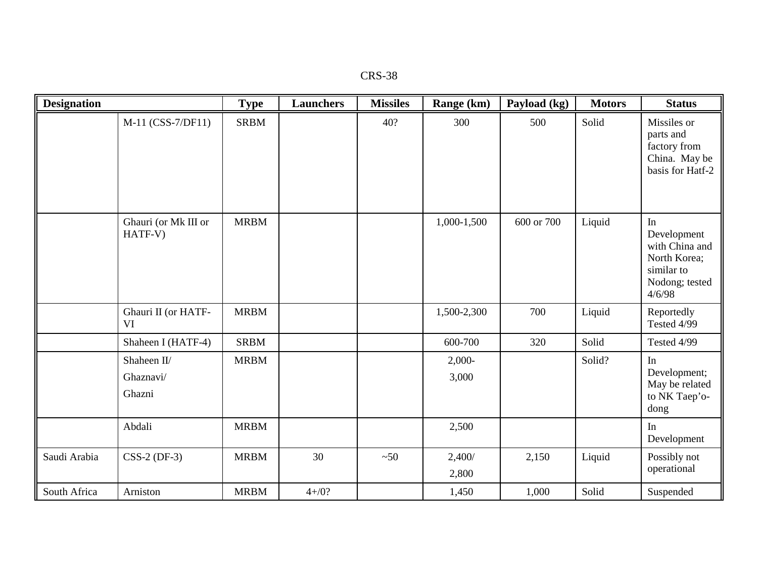| Designation | | Type | Launchers | Missiles | Range (km) | Payload (kg) | Motors | Status |
|---|---|---|---|---|---|---|---|---|
| | M-11 (CSS-7/DF11) | SRBM | | 40? | 300 | 500 | Solid | Missiles or parts and factory from China. May be basis for Hatf-2 |
| | Ghauri (or Mk III or HATF-V) | MRBM | | | 1,000-1,500 | 600 or 700 | Liquid | In Development with China and North Korea; similar to Nodong; tested 4/6/98 |
| | Ghauri II (or HATF-VI | MRBM | | | 1,500-2,300 | 700 | Liquid | Reportedly Tested 4/99 |
| | Shaheen I (HATF-4) | SRBM | | | 600-700 | 320 | Solid | Tested 4/99 |
| | Shaheen II/ Ghaznavi/ Ghazni | MRBM | | | 2,000-3,000 | | Solid? | In Development; May be related to NK Taep'o-dong |
| | Abdali | MRBM | | | 2,500 | | | In Development |
| Saudi Arabia | CSS-2 (DF-3) | MRBM | 30 | ~50 | 2,400/ 2,800 | 2,150 | Liquid | Possibly not operational |
| South Africa | Arniston | MRBM | 4+/0? | | 1,450 | 1,000 | Solid | Suspended |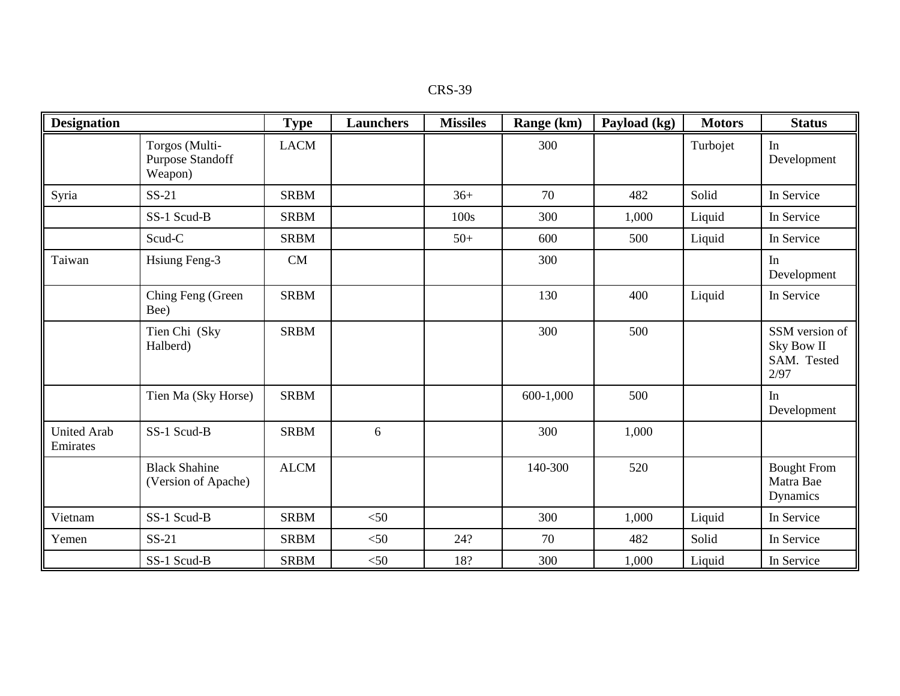| Designation | | Type | Launchers | Missiles | Range (km) | Payload (kg) | Motors | Status |
|---|---|---|---|---|---|---|---|---|
| | Torgos (Multi-Purpose Standoff Weapon) | LACM | | | 300 | | Turbojet | In Development |
| Syria | SS-21 | SRBM | | 36+ | 70 | 482 | Solid | In Service |
| | SS-1 Scud-B | SRBM | | 100s | 300 | 1,000 | Liquid | In Service |
| | Scud-C | SRBM | | 50+ | 600 | 500 | Liquid | In Service |
| Taiwan | Hsiung Feng-3 | CM | | | 300 | | | In Development |
| | Ching Feng (Green Bee) | SRBM | | | 130 | 400 | Liquid | In Service |
| | Tien Chi (Sky Halberd) | SRBM | | | 300 | 500 | | SSM version of Sky Bow II SAM. Tested 2/97 |
| | Tien Ma (Sky Horse) | SRBM | | | 600-1,000 | 500 | | In Development |
| United Arab Emirates | SS-1 Scud-B | SRBM | 6 | | 300 | 1,000 | | |
| | Black Shahine (Version of Apache) | ALCM | | | 140-300 | 520 | | Bought From Matra Bae Dynamics |
| Vietnam | SS-1 Scud-B | SRBM | <50 | | 300 | 1,000 | Liquid | In Service |
| Yemen | SS-21 | SRBM | <50 | 24? | 70 | 482 | Solid | In Service |
| | SS-1 Scud-B | SRBM | <50 | 18? | 300 | 1,000 | Liquid | In Service |